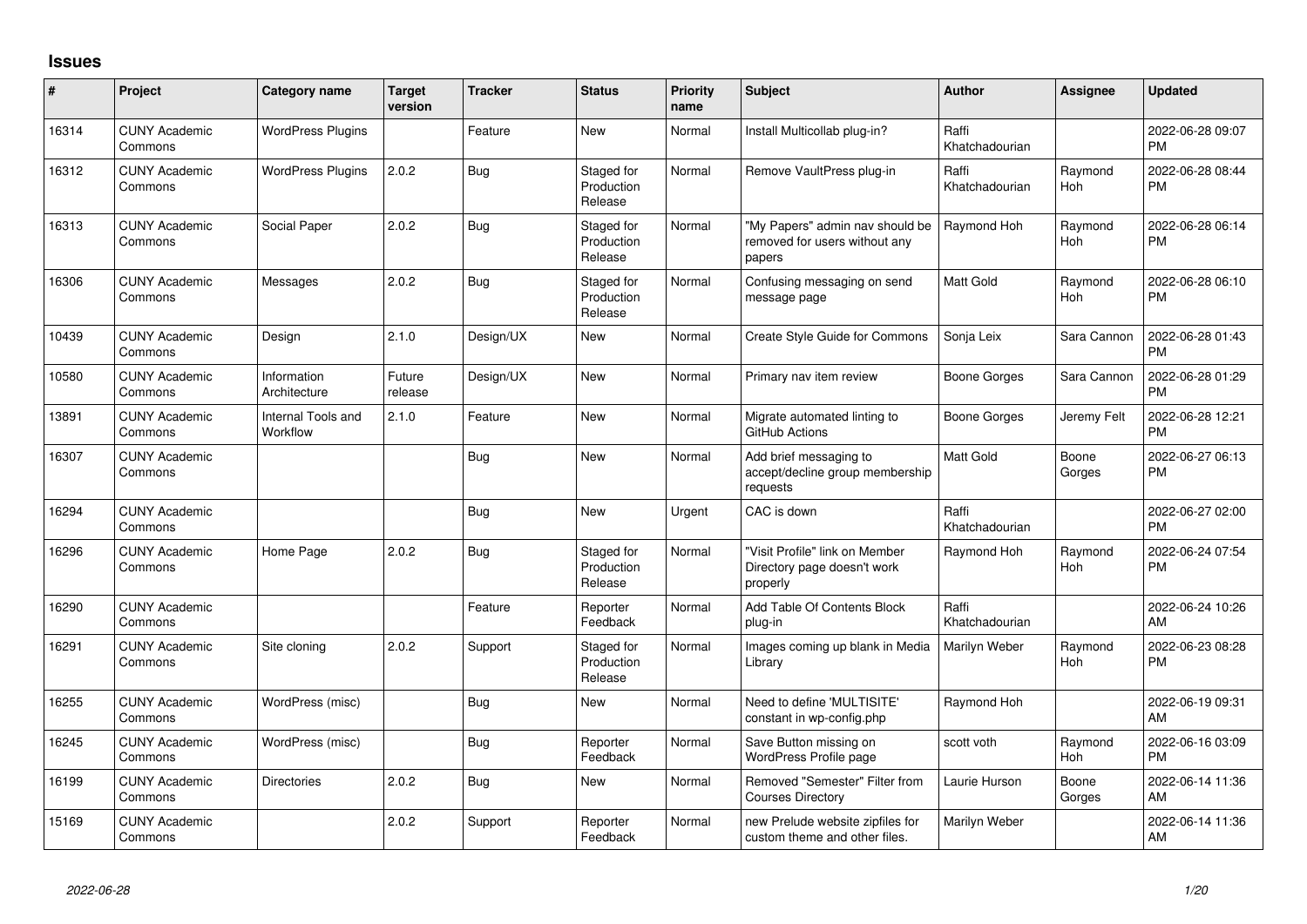## Issues

| # | Project | Category name | Target version | Tracker | Status | Priority name | Subject | Author | Assignee | Updated |
|---|---|---|---|---|---|---|---|---|---|---|
| 16314 | CUNY Academic Commons | WordPress Plugins | | Feature | New | Normal | Install Multicollab plug-in? | Raffi Khatchadourian | | 2022-06-28 09:07 PM |
| 16312 | CUNY Academic Commons | WordPress Plugins | 2.0.2 | Bug | Staged for Production Release | Normal | Remove VaultPress plug-in | Raffi Khatchadourian | Raymond Hoh | 2022-06-28 08:44 PM |
| 16313 | CUNY Academic Commons | Social Paper | 2.0.2 | Bug | Staged for Production Release | Normal | "My Papers" admin nav should be removed for users without any papers | Raymond Hoh | Raymond Hoh | 2022-06-28 06:14 PM |
| 16306 | CUNY Academic Commons | Messages | 2.0.2 | Bug | Staged for Production Release | Normal | Confusing messaging on send message page | Matt Gold | Raymond Hoh | 2022-06-28 06:10 PM |
| 10439 | CUNY Academic Commons | Design | 2.1.0 | Design/UX | New | Normal | Create Style Guide for Commons | Sonja Leix | Sara Cannon | 2022-06-28 01:43 PM |
| 10580 | CUNY Academic Commons | Information Architecture | Future release | Design/UX | New | Normal | Primary nav item review | Boone Gorges | Sara Cannon | 2022-06-28 01:29 PM |
| 13891 | CUNY Academic Commons | Internal Tools and Workflow | 2.1.0 | Feature | New | Normal | Migrate automated linting to GitHub Actions | Boone Gorges | Jeremy Felt | 2022-06-28 12:21 PM |
| 16307 | CUNY Academic Commons | | | Bug | New | Normal | Add brief messaging to accept/decline group membership requests | Matt Gold | Boone Gorges | 2022-06-27 06:13 PM |
| 16294 | CUNY Academic Commons | | | Bug | New | Urgent | CAC is down | Raffi Khatchadourian | | 2022-06-27 02:00 PM |
| 16296 | CUNY Academic Commons | Home Page | 2.0.2 | Bug | Staged for Production Release | Normal | "Visit Profile" link on Member Directory page doesn't work properly | Raymond Hoh | Raymond Hoh | 2022-06-24 07:54 PM |
| 16290 | CUNY Academic Commons | | | Feature | Reporter Feedback | Normal | Add Table Of Contents Block plug-in | Raffi Khatchadourian | | 2022-06-24 10:26 AM |
| 16291 | CUNY Academic Commons | Site cloning | 2.0.2 | Support | Staged for Production Release | Normal | Images coming up blank in Media Library | Marilyn Weber | Raymond Hoh | 2022-06-23 08:28 PM |
| 16255 | CUNY Academic Commons | WordPress (misc) | | Bug | New | Normal | Need to define 'MULTISITE' constant in wp-config.php | Raymond Hoh | | 2022-06-19 09:31 AM |
| 16245 | CUNY Academic Commons | WordPress (misc) | | Bug | Reporter Feedback | Normal | Save Button missing on WordPress Profile page | scott voth | Raymond Hoh | 2022-06-16 03:09 PM |
| 16199 | CUNY Academic Commons | Directories | 2.0.2 | Bug | New | Normal | Removed "Semester" Filter from Courses Directory | Laurie Hurson | Boone Gorges | 2022-06-14 11:36 AM |
| 15169 | CUNY Academic Commons | | 2.0.2 | Support | Reporter Feedback | Normal | new Prelude website zipfiles for custom theme and other files. | Marilyn Weber | | 2022-06-14 11:36 AM |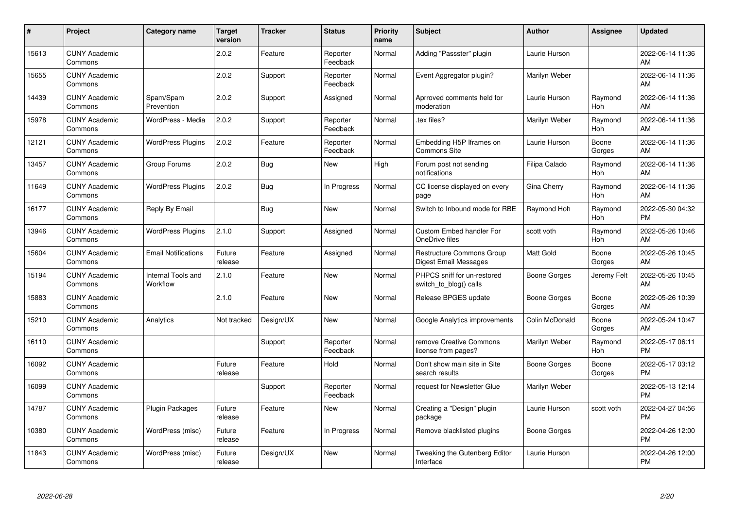| # | Project | Category name | Target version | Tracker | Status | Priority name | Subject | Author | Assignee | Updated |
|---|---|---|---|---|---|---|---|---|---|---|
| 15613 | CUNY Academic Commons | | 2.0.2 | Feature | Reporter Feedback | Normal | Adding "Passster" plugin | Laurie Hurson | | 2022-06-14 11:36 AM |
| 15655 | CUNY Academic Commons | | 2.0.2 | Support | Reporter Feedback | Normal | Event Aggregator plugin? | Marilyn Weber | | 2022-06-14 11:36 AM |
| 14439 | CUNY Academic Commons | Spam/Spam Prevention | 2.0.2 | Support | Assigned | Normal | Aprroved comments held for moderation | Laurie Hurson | Raymond Hoh | 2022-06-14 11:36 AM |
| 15978 | CUNY Academic Commons | WordPress - Media | 2.0.2 | Support | Reporter Feedback | Normal | .tex files? | Marilyn Weber | Raymond Hoh | 2022-06-14 11:36 AM |
| 12121 | CUNY Academic Commons | WordPress Plugins | 2.0.2 | Feature | Reporter Feedback | Normal | Embedding H5P Iframes on Commons Site | Laurie Hurson | Boone Gorges | 2022-06-14 11:36 AM |
| 13457 | CUNY Academic Commons | Group Forums | 2.0.2 | Bug | New | High | Forum post not sending notifications | Filipa Calado | Raymond Hoh | 2022-06-14 11:36 AM |
| 11649 | CUNY Academic Commons | WordPress Plugins | 2.0.2 | Bug | In Progress | Normal | CC license displayed on every page | Gina Cherry | Raymond Hoh | 2022-06-14 11:36 AM |
| 16177 | CUNY Academic Commons | Reply By Email | | Bug | New | Normal | Switch to Inbound mode for RBE | Raymond Hoh | Raymond Hoh | 2022-05-30 04:32 PM |
| 13946 | CUNY Academic Commons | WordPress Plugins | 2.1.0 | Support | Assigned | Normal | Custom Embed handler For OneDrive files | scott voth | Raymond Hoh | 2022-05-26 10:46 AM |
| 15604 | CUNY Academic Commons | Email Notifications | Future release | Feature | Assigned | Normal | Restructure Commons Group Digest Email Messages | Matt Gold | Boone Gorges | 2022-05-26 10:45 AM |
| 15194 | CUNY Academic Commons | Internal Tools and Workflow | 2.1.0 | Feature | New | Normal | PHPCS sniff for un-restored switch_to_blog() calls | Boone Gorges | Jeremy Felt | 2022-05-26 10:45 AM |
| 15883 | CUNY Academic Commons | | 2.1.0 | Feature | New | Normal | Release BPGES update | Boone Gorges | Boone Gorges | 2022-05-26 10:39 AM |
| 15210 | CUNY Academic Commons | Analytics | Not tracked | Design/UX | New | Normal | Google Analytics improvements | Colin McDonald | Boone Gorges | 2022-05-24 10:47 AM |
| 16110 | CUNY Academic Commons | | | Support | Reporter Feedback | Normal | remove Creative Commons license from pages? | Marilyn Weber | Raymond Hoh | 2022-05-17 06:11 PM |
| 16092 | CUNY Academic Commons | | Future release | Feature | Hold | Normal | Don't show main site in Site search results | Boone Gorges | Boone Gorges | 2022-05-17 03:12 PM |
| 16099 | CUNY Academic Commons | | | Support | Reporter Feedback | Normal | request for Newsletter Glue | Marilyn Weber | | 2022-05-13 12:14 PM |
| 14787 | CUNY Academic Commons | Plugin Packages | Future release | Feature | New | Normal | Creating a "Design" plugin package | Laurie Hurson | scott voth | 2022-04-27 04:56 PM |
| 10380 | CUNY Academic Commons | WordPress (misc) | Future release | Feature | In Progress | Normal | Remove blacklisted plugins | Boone Gorges | | 2022-04-26 12:00 PM |
| 11843 | CUNY Academic Commons | WordPress (misc) | Future release | Design/UX | New | Normal | Tweaking the Gutenberg Editor Interface | Laurie Hurson | | 2022-04-26 12:00 PM |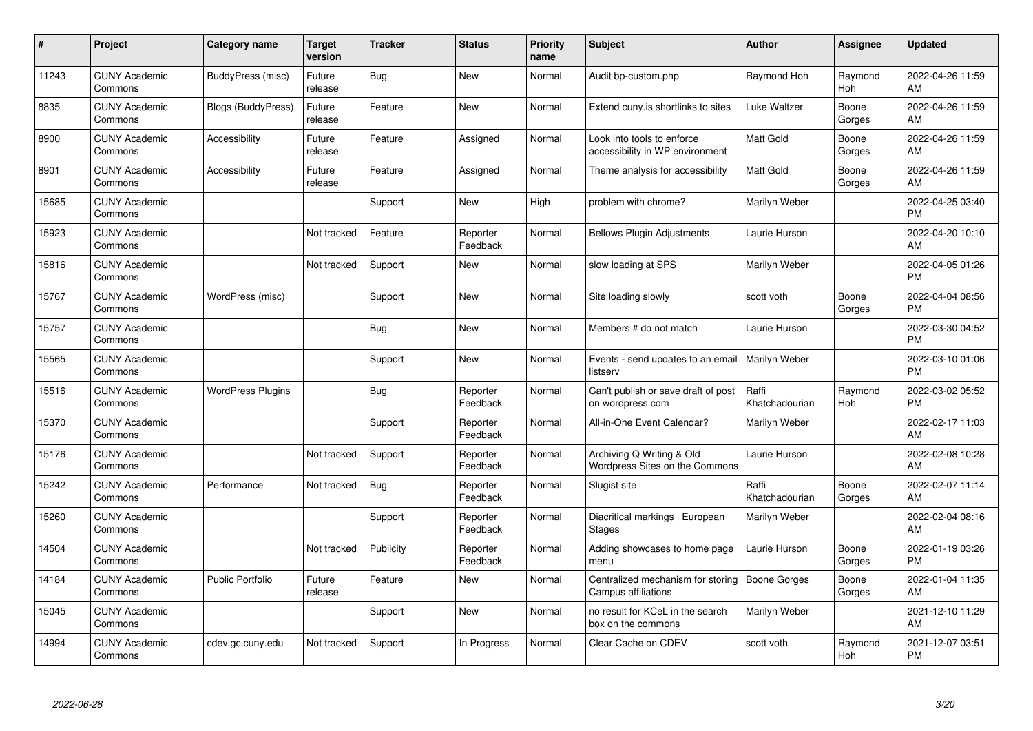| # | Project | Category name | Target version | Tracker | Status | Priority name | Subject | Author | Assignee | Updated |
|---|---|---|---|---|---|---|---|---|---|---|
| 11243 | CUNY Academic Commons | BuddyPress (misc) | Future release | Bug | New | Normal | Audit bp-custom.php | Raymond Hoh | Raymond Hoh | 2022-04-26 11:59 AM |
| 8835 | CUNY Academic Commons | Blogs (BuddyPress) | Future release | Feature | New | Normal | Extend cuny.is shortlinks to sites | Luke Waltzer | Boone Gorges | 2022-04-26 11:59 AM |
| 8900 | CUNY Academic Commons | Accessibility | Future release | Feature | Assigned | Normal | Look into tools to enforce accessibility in WP environment | Matt Gold | Boone Gorges | 2022-04-26 11:59 AM |
| 8901 | CUNY Academic Commons | Accessibility | Future release | Feature | Assigned | Normal | Theme analysis for accessibility | Matt Gold | Boone Gorges | 2022-04-26 11:59 AM |
| 15685 | CUNY Academic Commons | | | Support | New | High | problem with chrome? | Marilyn Weber | | 2022-04-25 03:40 PM |
| 15923 | CUNY Academic Commons | | Not tracked | Feature | Reporter Feedback | Normal | Bellows Plugin Adjustments | Laurie Hurson | | 2022-04-20 10:10 AM |
| 15816 | CUNY Academic Commons | | Not tracked | Support | New | Normal | slow loading at SPS | Marilyn Weber | | 2022-04-05 01:26 PM |
| 15767 | CUNY Academic Commons | WordPress (misc) | | Support | New | Normal | Site loading slowly | scott voth | Boone Gorges | 2022-04-04 08:56 PM |
| 15757 | CUNY Academic Commons | | | Bug | New | Normal | Members # do not match | Laurie Hurson | | 2022-03-30 04:52 PM |
| 15565 | CUNY Academic Commons | | | Support | New | Normal | Events - send updates to an email listserv | Marilyn Weber | | 2022-03-10 01:06 PM |
| 15516 | CUNY Academic Commons | WordPress Plugins | | Bug | Reporter Feedback | Normal | Can't publish or save draft of post on wordpress.com | Raffi Khatchadourian | Raymond Hoh | 2022-03-02 05:52 PM |
| 15370 | CUNY Academic Commons | | | Support | Reporter Feedback | Normal | All-in-One Event Calendar? | Marilyn Weber | | 2022-02-17 11:03 AM |
| 15176 | CUNY Academic Commons | | Not tracked | Support | Reporter Feedback | Normal | Archiving Q Writing & Old Wordpress Sites on the Commons | Laurie Hurson | | 2022-02-08 10:28 AM |
| 15242 | CUNY Academic Commons | Performance | Not tracked | Bug | Reporter Feedback | Normal | Slugist site | Raffi Khatchadourian | Boone Gorges | 2022-02-07 11:14 AM |
| 15260 | CUNY Academic Commons | | | Support | Reporter Feedback | Normal | Diacritical markings \| European Stages | Marilyn Weber | | 2022-02-04 08:16 AM |
| 14504 | CUNY Academic Commons | | Not tracked | Publicity | Reporter Feedback | Normal | Adding showcases to home page menu | Laurie Hurson | Boone Gorges | 2022-01-19 03:26 PM |
| 14184 | CUNY Academic Commons | Public Portfolio | Future release | Feature | New | Normal | Centralized mechanism for storing Campus affiliations | Boone Gorges | Boone Gorges | 2022-01-04 11:35 AM |
| 15045 | CUNY Academic Commons | | | Support | New | Normal | no result for KCeL in the search box on the commons | Marilyn Weber | | 2021-12-10 11:29 AM |
| 14994 | CUNY Academic Commons | cdev.gc.cuny.edu | Not tracked | Support | In Progress | Normal | Clear Cache on CDEV | scott voth | Raymond Hoh | 2021-12-07 03:51 PM |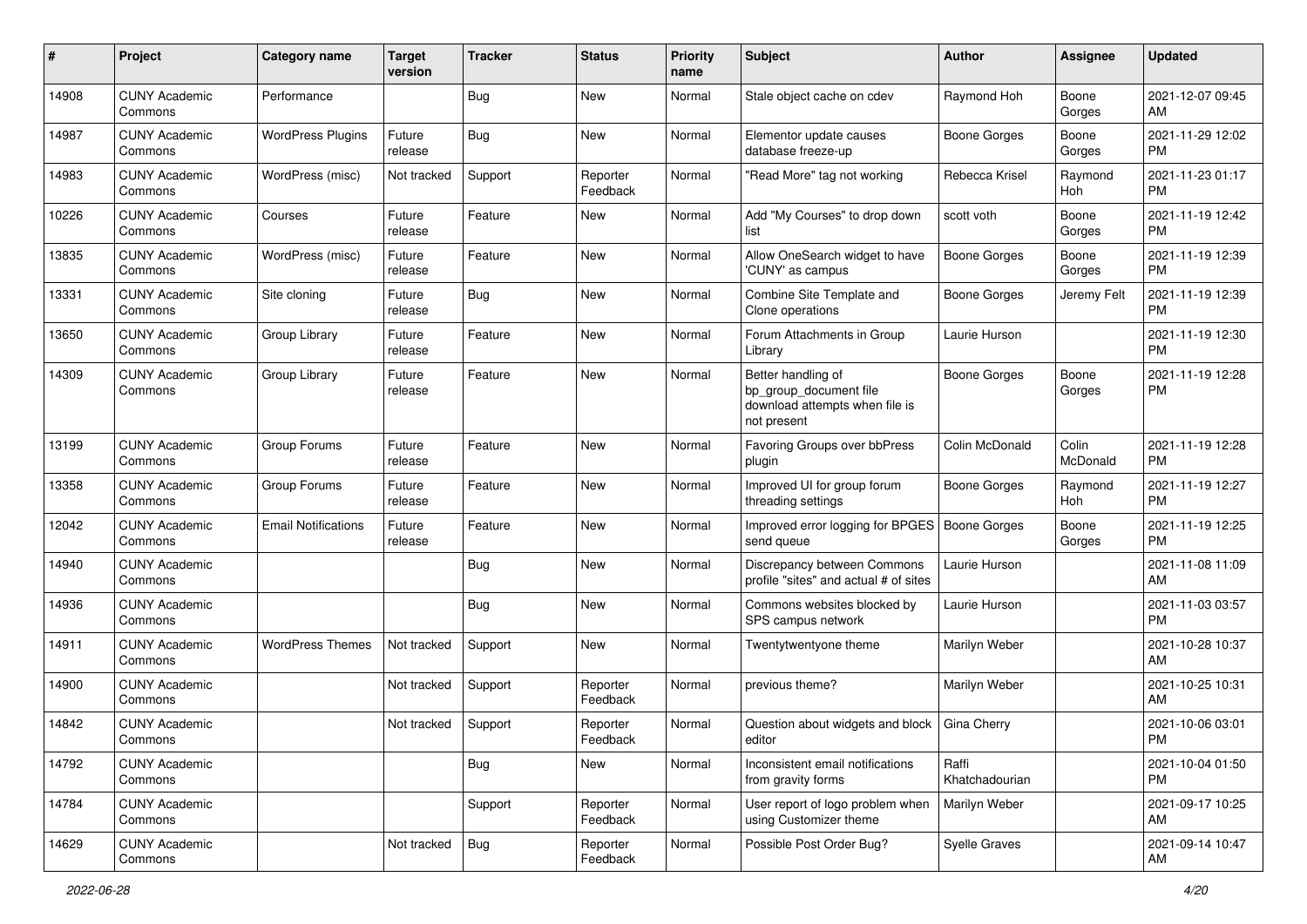| # | Project | Category name | Target version | Tracker | Status | Priority name | Subject | Author | Assignee | Updated |
| --- | --- | --- | --- | --- | --- | --- | --- | --- | --- | --- |
| 14908 | CUNY Academic Commons | Performance | | Bug | New | Normal | Stale object cache on cdev | Raymond Hoh | Boone Gorges | 2021-12-07 09:45 AM |
| 14987 | CUNY Academic Commons | WordPress Plugins | Future release | Bug | New | Normal | Elementor update causes database freeze-up | Boone Gorges | Boone Gorges | 2021-11-29 12:02 PM |
| 14983 | CUNY Academic Commons | WordPress (misc) | Not tracked | Support | Reporter Feedback | Normal | "Read More" tag not working | Rebecca Krisel | Raymond Hoh | 2021-11-23 01:17 PM |
| 10226 | CUNY Academic Commons | Courses | Future release | Feature | New | Normal | Add "My Courses" to drop down list | scott voth | Boone Gorges | 2021-11-19 12:42 PM |
| 13835 | CUNY Academic Commons | WordPress (misc) | Future release | Feature | New | Normal | Allow OneSearch widget to have 'CUNY' as campus | Boone Gorges | Boone Gorges | 2021-11-19 12:39 PM |
| 13331 | CUNY Academic Commons | Site cloning | Future release | Bug | New | Normal | Combine Site Template and Clone operations | Boone Gorges | Jeremy Felt | 2021-11-19 12:39 PM |
| 13650 | CUNY Academic Commons | Group Library | Future release | Feature | New | Normal | Forum Attachments in Group Library | Laurie Hurson | | 2021-11-19 12:30 PM |
| 14309 | CUNY Academic Commons | Group Library | Future release | Feature | New | Normal | Better handling of bp_group_document file download attempts when file is not present | Boone Gorges | Boone Gorges | 2021-11-19 12:28 PM |
| 13199 | CUNY Academic Commons | Group Forums | Future release | Feature | New | Normal | Favoring Groups over bbPress plugin | Colin McDonald | Colin McDonald | 2021-11-19 12:28 PM |
| 13358 | CUNY Academic Commons | Group Forums | Future release | Feature | New | Normal | Improved UI for group forum threading settings | Boone Gorges | Raymond Hoh | 2021-11-19 12:27 PM |
| 12042 | CUNY Academic Commons | Email Notifications | Future release | Feature | New | Normal | Improved error logging for BPGES send queue | Boone Gorges | Boone Gorges | 2021-11-19 12:25 PM |
| 14940 | CUNY Academic Commons | | | Bug | New | Normal | Discrepancy between Commons profile "sites" and actual # of sites | Laurie Hurson | | 2021-11-08 11:09 AM |
| 14936 | CUNY Academic Commons | | | Bug | New | Normal | Commons websites blocked by SPS campus network | Laurie Hurson | | 2021-11-03 03:57 PM |
| 14911 | CUNY Academic Commons | WordPress Themes | Not tracked | Support | New | Normal | Twentytwentyone theme | Marilyn Weber | | 2021-10-28 10:37 AM |
| 14900 | CUNY Academic Commons | | Not tracked | Support | Reporter Feedback | Normal | previous theme? | Marilyn Weber | | 2021-10-25 10:31 AM |
| 14842 | CUNY Academic Commons | | Not tracked | Support | Reporter Feedback | Normal | Question about widgets and block editor | Gina Cherry | | 2021-10-06 03:01 PM |
| 14792 | CUNY Academic Commons | | | Bug | New | Normal | Inconsistent email notifications from gravity forms | Raffi Khatchadourian | | 2021-10-04 01:50 PM |
| 14784 | CUNY Academic Commons | | | Support | Reporter Feedback | Normal | User report of logo problem when using Customizer theme | Marilyn Weber | | 2021-09-17 10:25 AM |
| 14629 | CUNY Academic Commons | | Not tracked | Bug | Reporter Feedback | Normal | Possible Post Order Bug? | Syelle Graves | | 2021-09-14 10:47 AM |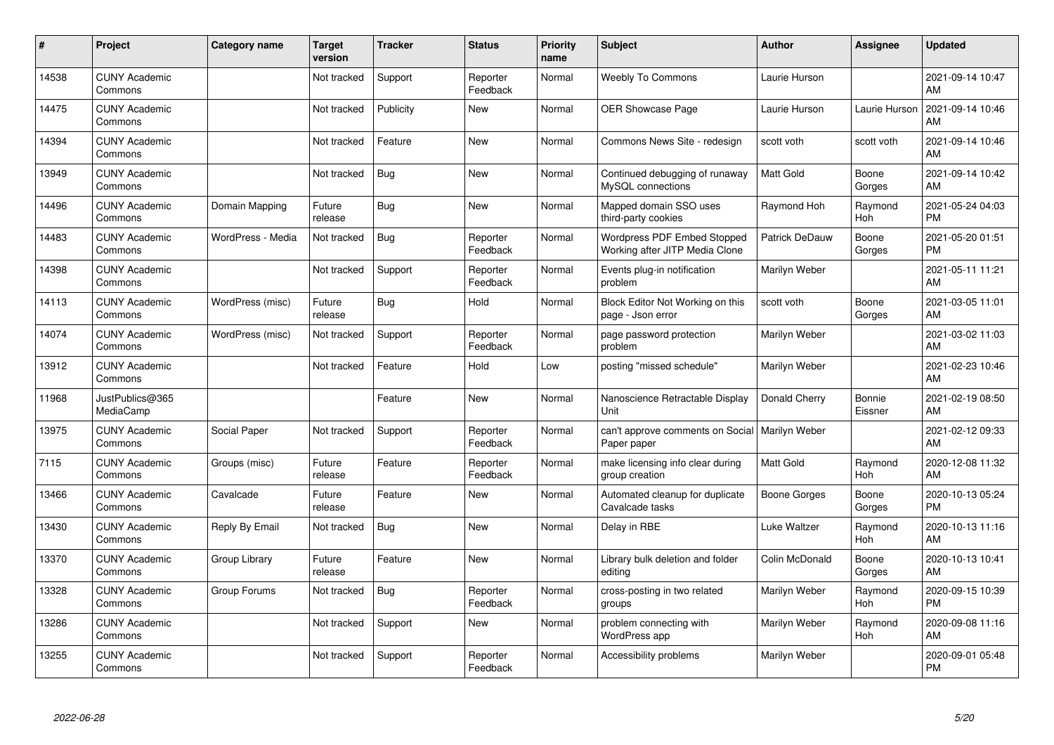| # | Project | Category name | Target version | Tracker | Status | Priority name | Subject | Author | Assignee | Updated |
|---|---|---|---|---|---|---|---|---|---|---|
| 14538 | CUNY Academic Commons | | Not tracked | Support | Reporter Feedback | Normal | Weebly To Commons | Laurie Hurson | | 2021-09-14 10:47 AM |
| 14475 | CUNY Academic Commons | | Not tracked | Publicity | New | Normal | OER Showcase Page | Laurie Hurson | Laurie Hurson | 2021-09-14 10:46 AM |
| 14394 | CUNY Academic Commons | | Not tracked | Feature | New | Normal | Commons News Site - redesign | scott voth | scott voth | 2021-09-14 10:46 AM |
| 13949 | CUNY Academic Commons | | Not tracked | Bug | New | Normal | Continued debugging of runaway MySQL connections | Matt Gold | Boone Gorges | 2021-09-14 10:42 AM |
| 14496 | CUNY Academic Commons | Domain Mapping | Future release | Bug | New | Normal | Mapped domain SSO uses third-party cookies | Raymond Hoh | Raymond Hoh | 2021-05-24 04:03 PM |
| 14483 | CUNY Academic Commons | WordPress - Media | Not tracked | Bug | Reporter Feedback | Normal | Wordpress PDF Embed Stopped Working after JITP Media Clone | Patrick DeDauw | Boone Gorges | 2021-05-20 01:51 PM |
| 14398 | CUNY Academic Commons | | Not tracked | Support | Reporter Feedback | Normal | Events plug-in notification problem | Marilyn Weber | | 2021-05-11 11:21 AM |
| 14113 | CUNY Academic Commons | WordPress (misc) | Future release | Bug | Hold | Normal | Block Editor Not Working on this page - Json error | scott voth | Boone Gorges | 2021-03-05 11:01 AM |
| 14074 | CUNY Academic Commons | WordPress (misc) | Not tracked | Support | Reporter Feedback | Normal | page password protection problem | Marilyn Weber | | 2021-03-02 11:03 AM |
| 13912 | CUNY Academic Commons | | Not tracked | Feature | Hold | Low | posting "missed schedule" | Marilyn Weber | | 2021-02-23 10:46 AM |
| 11968 | JustPublics@365 MediaCamp | | | Feature | New | Normal | Nanoscience Retractable Display Unit | Donald Cherry | Bonnie Eissner | 2021-02-19 08:50 AM |
| 13975 | CUNY Academic Commons | Social Paper | Not tracked | Support | Reporter Feedback | Normal | can't approve comments on Social Paper paper | Marilyn Weber | | 2021-02-12 09:33 AM |
| 7115 | CUNY Academic Commons | Groups (misc) | Future release | Feature | Reporter Feedback | Normal | make licensing info clear during group creation | Matt Gold | Raymond Hoh | 2020-12-08 11:32 AM |
| 13466 | CUNY Academic Commons | Cavalcade | Future release | Feature | New | Normal | Automated cleanup for duplicate Cavalcade tasks | Boone Gorges | Boone Gorges | 2020-10-13 05:24 PM |
| 13430 | CUNY Academic Commons | Reply By Email | Not tracked | Bug | New | Normal | Delay in RBE | Luke Waltzer | Raymond Hoh | 2020-10-13 11:16 AM |
| 13370 | CUNY Academic Commons | Group Library | Future release | Feature | New | Normal | Library bulk deletion and folder editing | Colin McDonald | Boone Gorges | 2020-10-13 10:41 AM |
| 13328 | CUNY Academic Commons | Group Forums | Not tracked | Bug | Reporter Feedback | Normal | cross-posting in two related groups | Marilyn Weber | Raymond Hoh | 2020-09-15 10:39 PM |
| 13286 | CUNY Academic Commons | | Not tracked | Support | New | Normal | problem connecting with WordPress app | Marilyn Weber | Raymond Hoh | 2020-09-08 11:16 AM |
| 13255 | CUNY Academic Commons | | Not tracked | Support | Reporter Feedback | Normal | Accessibility problems | Marilyn Weber | | 2020-09-01 05:48 PM |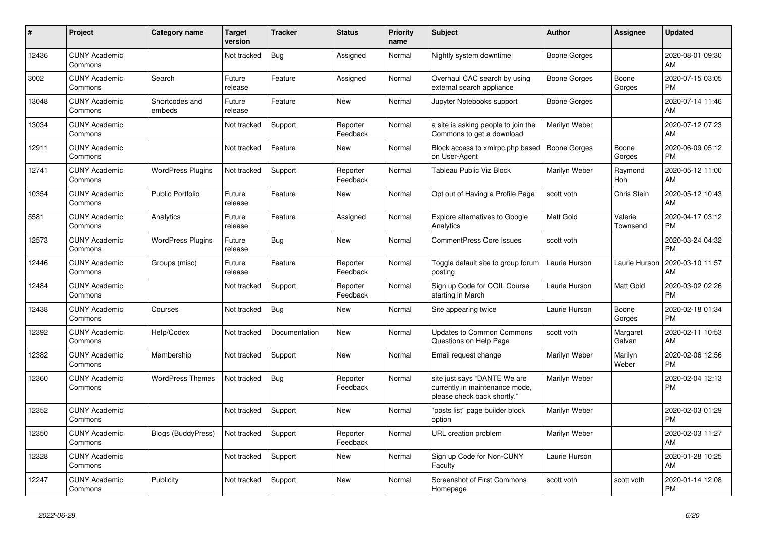| # | Project | Category name | Target version | Tracker | Status | Priority name | Subject | Author | Assignee | Updated |
|---|---|---|---|---|---|---|---|---|---|---|
| 12436 | CUNY Academic Commons | | Not tracked | Bug | Assigned | Normal | Nightly system downtime | Boone Gorges | | 2020-08-01 09:30 AM |
| 3002 | CUNY Academic Commons | Search | Future release | Feature | Assigned | Normal | Overhaul CAC search by using external search appliance | Boone Gorges | Boone Gorges | 2020-07-15 03:05 PM |
| 13048 | CUNY Academic Commons | Shortcodes and embeds | Future release | Feature | New | Normal | Jupyter Notebooks support | Boone Gorges | | 2020-07-14 11:46 AM |
| 13034 | CUNY Academic Commons | | Not tracked | Support | Reporter Feedback | Normal | a site is asking people to join the Commons to get a download | Marilyn Weber | | 2020-07-12 07:23 AM |
| 12911 | CUNY Academic Commons | | Not tracked | Feature | New | Normal | Block access to xmlrpc.php based on User-Agent | Boone Gorges | Boone Gorges | 2020-06-09 05:12 PM |
| 12741 | CUNY Academic Commons | WordPress Plugins | Not tracked | Support | Reporter Feedback | Normal | Tableau Public Viz Block | Marilyn Weber | Raymond Hoh | 2020-05-12 11:00 AM |
| 10354 | CUNY Academic Commons | Public Portfolio | Future release | Feature | New | Normal | Opt out of Having a Profile Page | scott voth | Chris Stein | 2020-05-12 10:43 AM |
| 5581 | CUNY Academic Commons | Analytics | Future release | Feature | Assigned | Normal | Explore alternatives to Google Analytics | Matt Gold | Valerie Townsend | 2020-04-17 03:12 PM |
| 12573 | CUNY Academic Commons | WordPress Plugins | Future release | Bug | New | Normal | CommentPress Core Issues | scott voth | | 2020-03-24 04:32 PM |
| 12446 | CUNY Academic Commons | Groups (misc) | Future release | Feature | Reporter Feedback | Normal | Toggle default site to group forum posting | Laurie Hurson | Laurie Hurson | 2020-03-10 11:57 AM |
| 12484 | CUNY Academic Commons | | Not tracked | Support | Reporter Feedback | Normal | Sign up Code for COIL Course starting in March | Laurie Hurson | Matt Gold | 2020-03-02 02:26 PM |
| 12438 | CUNY Academic Commons | Courses | Not tracked | Bug | New | Normal | Site appearing twice | Laurie Hurson | Boone Gorges | 2020-02-18 01:34 PM |
| 12392 | CUNY Academic Commons | Help/Codex | Not tracked | Documentation | New | Normal | Updates to Common Commons Questions on Help Page | scott voth | Margaret Galvan | 2020-02-11 10:53 AM |
| 12382 | CUNY Academic Commons | Membership | Not tracked | Support | New | Normal | Email request change | Marilyn Weber | Marilyn Weber | 2020-02-06 12:56 PM |
| 12360 | CUNY Academic Commons | WordPress Themes | Not tracked | Bug | Reporter Feedback | Normal | site just says "DANTE We are currently in maintenance mode, please check back shortly." | Marilyn Weber | | 2020-02-04 12:13 PM |
| 12352 | CUNY Academic Commons | | Not tracked | Support | New | Normal | "posts list" page builder block option | Marilyn Weber | | 2020-02-03 01:29 PM |
| 12350 | CUNY Academic Commons | Blogs (BuddyPress) | Not tracked | Support | Reporter Feedback | Normal | URL creation problem | Marilyn Weber | | 2020-02-03 11:27 AM |
| 12328 | CUNY Academic Commons | | Not tracked | Support | New | Normal | Sign up Code for Non-CUNY Faculty | Laurie Hurson | | 2020-01-28 10:25 AM |
| 12247 | CUNY Academic Commons | Publicity | Not tracked | Support | New | Normal | Screenshot of First Commons Homepage | scott voth | scott voth | 2020-01-14 12:08 PM |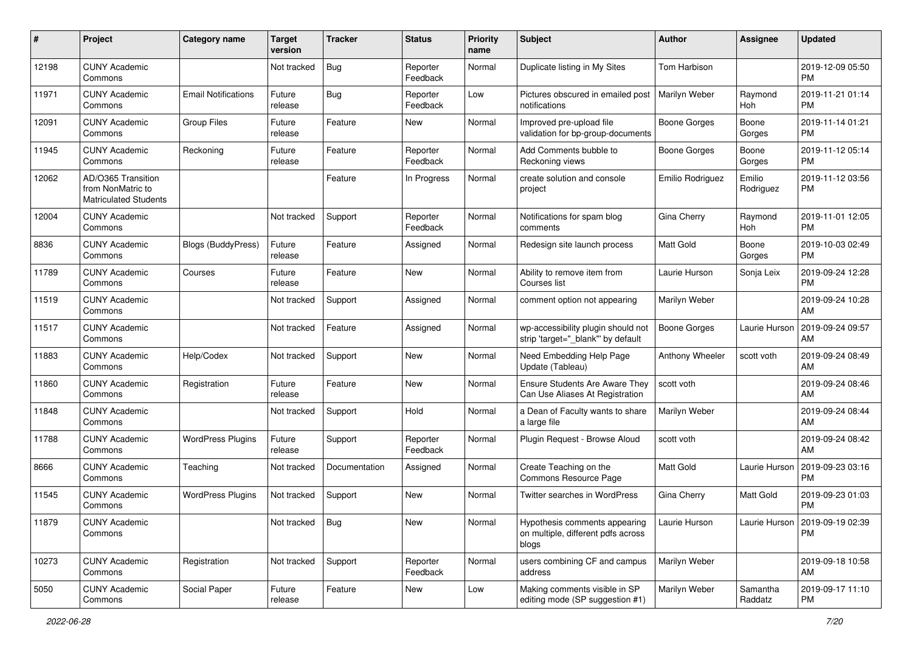| # | Project | Category name | Target version | Tracker | Status | Priority name | Subject | Author | Assignee | Updated |
|---|---|---|---|---|---|---|---|---|---|---|
| 12198 | CUNY Academic Commons | | Not tracked | Bug | Reporter Feedback | Normal | Duplicate listing in My Sites | Tom Harbison | | 2019-12-09 05:50 PM |
| 11971 | CUNY Academic Commons | Email Notifications | Future release | Bug | Reporter Feedback | Low | Pictures obscured in emailed post notifications | Marilyn Weber | Raymond Hoh | 2019-11-21 01:14 PM |
| 12091 | CUNY Academic Commons | Group Files | Future release | Feature | New | Normal | Improved pre-upload file validation for bp-group-documents | Boone Gorges | Boone Gorges | 2019-11-14 01:21 PM |
| 11945 | CUNY Academic Commons | Reckoning | Future release | Feature | Reporter Feedback | Normal | Add Comments bubble to Reckoning views | Boone Gorges | Boone Gorges | 2019-11-12 05:14 PM |
| 12062 | AD/O365 Transition from NonMatric to Matriculated Students | | | Feature | In Progress | Normal | create solution and console project | Emilio Rodriguez | Emilio Rodriguez | 2019-11-12 03:56 PM |
| 12004 | CUNY Academic Commons | | Not tracked | Support | Reporter Feedback | Normal | Notifications for spam blog comments | Gina Cherry | Raymond Hoh | 2019-11-01 12:05 PM |
| 8836 | CUNY Academic Commons | Blogs (BuddyPress) | Future release | Feature | Assigned | Normal | Redesign site launch process | Matt Gold | Boone Gorges | 2019-10-03 02:49 PM |
| 11789 | CUNY Academic Commons | Courses | Future release | Feature | New | Normal | Ability to remove item from Courses list | Laurie Hurson | Sonja Leix | 2019-09-24 12:28 PM |
| 11519 | CUNY Academic Commons | | Not tracked | Support | Assigned | Normal | comment option not appearing | Marilyn Weber | | 2019-09-24 10:28 AM |
| 11517 | CUNY Academic Commons | | Not tracked | Feature | Assigned | Normal | wp-accessibility plugin should not strip 'target="_blank"' by default | Boone Gorges | Laurie Hurson | 2019-09-24 09:57 AM |
| 11883 | CUNY Academic Commons | Help/Codex | Not tracked | Support | New | Normal | Need Embedding Help Page Update (Tableau) | Anthony Wheeler | scott voth | 2019-09-24 08:49 AM |
| 11860 | CUNY Academic Commons | Registration | Future release | Feature | New | Normal | Ensure Students Are Aware They Can Use Aliases At Registration | scott voth | | 2019-09-24 08:46 AM |
| 11848 | CUNY Academic Commons | | Not tracked | Support | Hold | Normal | a Dean of Faculty wants to share a large file | Marilyn Weber | | 2019-09-24 08:44 AM |
| 11788 | CUNY Academic Commons | WordPress Plugins | Future release | Support | Reporter Feedback | Normal | Plugin Request - Browse Aloud | scott voth | | 2019-09-24 08:42 AM |
| 8666 | CUNY Academic Commons | Teaching | Not tracked | Documentation | Assigned | Normal | Create Teaching on the Commons Resource Page | Matt Gold | Laurie Hurson | 2019-09-23 03:16 PM |
| 11545 | CUNY Academic Commons | WordPress Plugins | Not tracked | Support | New | Normal | Twitter searches in WordPress | Gina Cherry | Matt Gold | 2019-09-23 01:03 PM |
| 11879 | CUNY Academic Commons | | Not tracked | Bug | New | Normal | Hypothesis comments appearing on multiple, different pdfs across blogs | Laurie Hurson | Laurie Hurson | 2019-09-19 02:39 PM |
| 10273 | CUNY Academic Commons | Registration | Not tracked | Support | Reporter Feedback | Normal | users combining CF and campus address | Marilyn Weber | | 2019-09-18 10:58 AM |
| 5050 | CUNY Academic Commons | Social Paper | Future release | Feature | New | Low | Making comments visible in SP editing mode (SP suggestion #1) | Marilyn Weber | Samantha Raddatz | 2019-09-17 11:10 PM |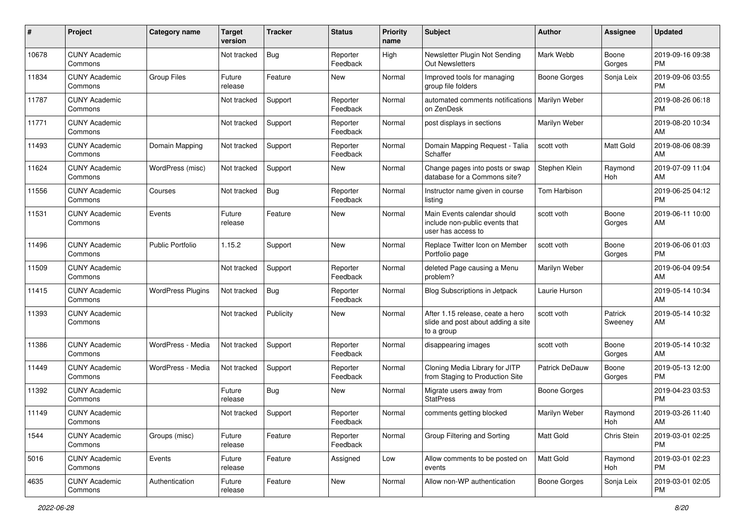| # | Project | Category name | Target version | Tracker | Status | Priority name | Subject | Author | Assignee | Updated |
|---|---|---|---|---|---|---|---|---|---|---|
| 10678 | CUNY Academic Commons | | Not tracked | Bug | Reporter Feedback | High | Newsletter Plugin Not Sending Out Newsletters | Mark Webb | Boone Gorges | 2019-09-16 09:38 PM |
| 11834 | CUNY Academic Commons | Group Files | Future release | Feature | New | Normal | Improved tools for managing group file folders | Boone Gorges | Sonja Leix | 2019-09-06 03:55 PM |
| 11787 | CUNY Academic Commons | | Not tracked | Support | Reporter Feedback | Normal | automated comments notifications on ZenDesk | Marilyn Weber | | 2019-08-26 06:18 PM |
| 11771 | CUNY Academic Commons | | Not tracked | Support | Reporter Feedback | Normal | post displays in sections | Marilyn Weber | | 2019-08-20 10:34 AM |
| 11493 | CUNY Academic Commons | Domain Mapping | Not tracked | Support | Reporter Feedback | Normal | Domain Mapping Request - Talia Schaffer | scott voth | Matt Gold | 2019-08-06 08:39 AM |
| 11624 | CUNY Academic Commons | WordPress (misc) | Not tracked | Support | New | Normal | Change pages into posts or swap database for a Commons site? | Stephen Klein | Raymond Hoh | 2019-07-09 11:04 AM |
| 11556 | CUNY Academic Commons | Courses | Not tracked | Bug | Reporter Feedback | Normal | Instructor name given in course listing | Tom Harbison | | 2019-06-25 04:12 PM |
| 11531 | CUNY Academic Commons | Events | Future release | Feature | New | Normal | Main Events calendar should include non-public events that user has access to | scott voth | Boone Gorges | 2019-06-11 10:00 AM |
| 11496 | CUNY Academic Commons | Public Portfolio | 1.15.2 | Support | New | Normal | Replace Twitter Icon on Member Portfolio page | scott voth | Boone Gorges | 2019-06-06 01:03 PM |
| 11509 | CUNY Academic Commons | | Not tracked | Support | Reporter Feedback | Normal | deleted Page causing a Menu problem? | Marilyn Weber | | 2019-06-04 09:54 AM |
| 11415 | CUNY Academic Commons | WordPress Plugins | Not tracked | Bug | Reporter Feedback | Normal | Blog Subscriptions in Jetpack | Laurie Hurson | | 2019-05-14 10:34 AM |
| 11393 | CUNY Academic Commons | | Not tracked | Publicity | New | Normal | After 1.15 release, ceate a hero slide and post about adding a site to a group | scott voth | Patrick Sweeney | 2019-05-14 10:32 AM |
| 11386 | CUNY Academic Commons | WordPress - Media | Not tracked | Support | Reporter Feedback | Normal | disappearing images | scott voth | Boone Gorges | 2019-05-14 10:32 AM |
| 11449 | CUNY Academic Commons | WordPress - Media | Not tracked | Support | Reporter Feedback | Normal | Cloning Media Library for JITP from Staging to Production Site | Patrick DeDauw | Boone Gorges | 2019-05-13 12:00 PM |
| 11392 | CUNY Academic Commons | | Future release | Bug | New | Normal | Migrate users away from StatPress | Boone Gorges | | 2019-04-23 03:53 PM |
| 11149 | CUNY Academic Commons | | Not tracked | Support | Reporter Feedback | Normal | comments getting blocked | Marilyn Weber | Raymond Hoh | 2019-03-26 11:40 AM |
| 1544 | CUNY Academic Commons | Groups (misc) | Future release | Feature | Reporter Feedback | Normal | Group Filtering and Sorting | Matt Gold | Chris Stein | 2019-03-01 02:25 PM |
| 5016 | CUNY Academic Commons | Events | Future release | Feature | Assigned | Low | Allow comments to be posted on events | Matt Gold | Raymond Hoh | 2019-03-01 02:23 PM |
| 4635 | CUNY Academic Commons | Authentication | Future release | Feature | New | Normal | Allow non-WP authentication | Boone Gorges | Sonja Leix | 2019-03-01 02:05 PM |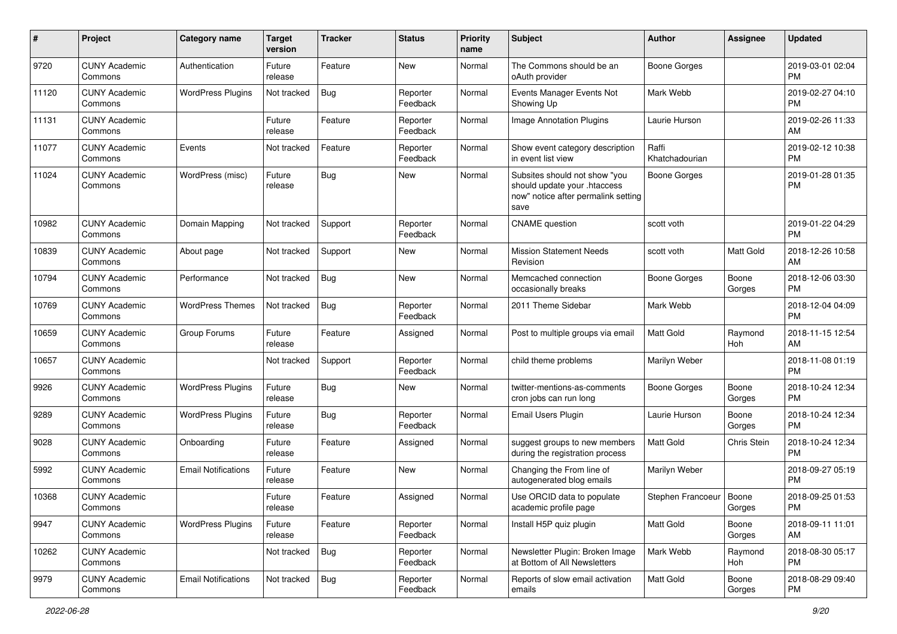| # | Project | Category name | Target version | Tracker | Status | Priority name | Subject | Author | Assignee | Updated |
|---|---|---|---|---|---|---|---|---|---|---|
| 9720 | CUNY Academic Commons | Authentication | Future release | Feature | New | Normal | The Commons should be an oAuth provider | Boone Gorges | | 2019-03-01 02:04 PM |
| 11120 | CUNY Academic Commons | WordPress Plugins | Not tracked | Bug | Reporter Feedback | Normal | Events Manager Events Not Showing Up | Mark Webb | | 2019-02-27 04:10 PM |
| 11131 | CUNY Academic Commons | | Future release | Feature | Reporter Feedback | Normal | Image Annotation Plugins | Laurie Hurson | | 2019-02-26 11:33 AM |
| 11077 | CUNY Academic Commons | Events | Not tracked | Feature | Reporter Feedback | Normal | Show event category description in event list view | Raffi Khatchadourian | | 2019-02-12 10:38 PM |
| 11024 | CUNY Academic Commons | WordPress (misc) | Future release | Bug | New | Normal | Subsites should not show "you should update your .htaccess now" notice after permalink setting save | Boone Gorges | | 2019-01-28 01:35 PM |
| 10982 | CUNY Academic Commons | Domain Mapping | Not tracked | Support | Reporter Feedback | Normal | CNAME question | scott voth | | 2019-01-22 04:29 PM |
| 10839 | CUNY Academic Commons | About page | Not tracked | Support | New | Normal | Mission Statement Needs Revision | scott voth | Matt Gold | 2018-12-26 10:58 AM |
| 10794 | CUNY Academic Commons | Performance | Not tracked | Bug | New | Normal | Memcached connection occasionally breaks | Boone Gorges | Boone Gorges | 2018-12-06 03:30 PM |
| 10769 | CUNY Academic Commons | WordPress Themes | Not tracked | Bug | Reporter Feedback | Normal | 2011 Theme Sidebar | Mark Webb | | 2018-12-04 04:09 PM |
| 10659 | CUNY Academic Commons | Group Forums | Future release | Feature | Assigned | Normal | Post to multiple groups via email | Matt Gold | Raymond Hoh | 2018-11-15 12:54 AM |
| 10657 | CUNY Academic Commons | | Not tracked | Support | Reporter Feedback | Normal | child theme problems | Marilyn Weber | | 2018-11-08 01:19 PM |
| 9926 | CUNY Academic Commons | WordPress Plugins | Future release | Bug | New | Normal | twitter-mentions-as-comments cron jobs can run long | Boone Gorges | Boone Gorges | 2018-10-24 12:34 PM |
| 9289 | CUNY Academic Commons | WordPress Plugins | Future release | Bug | Reporter Feedback | Normal | Email Users Plugin | Laurie Hurson | Boone Gorges | 2018-10-24 12:34 PM |
| 9028 | CUNY Academic Commons | Onboarding | Future release | Feature | Assigned | Normal | suggest groups to new members during the registration process | Matt Gold | Chris Stein | 2018-10-24 12:34 PM |
| 5992 | CUNY Academic Commons | Email Notifications | Future release | Feature | New | Normal | Changing the From line of autogenerated blog emails | Marilyn Weber | | 2018-09-27 05:19 PM |
| 10368 | CUNY Academic Commons | | Future release | Feature | Assigned | Normal | Use ORCID data to populate academic profile page | Stephen Francoeur | Boone Gorges | 2018-09-25 01:53 PM |
| 9947 | CUNY Academic Commons | WordPress Plugins | Future release | Feature | Reporter Feedback | Normal | Install H5P quiz plugin | Matt Gold | Boone Gorges | 2018-09-11 11:01 AM |
| 10262 | CUNY Academic Commons | | Not tracked | Bug | Reporter Feedback | Normal | Newsletter Plugin: Broken Image at Bottom of All Newsletters | Mark Webb | Raymond Hoh | 2018-08-30 05:17 PM |
| 9979 | CUNY Academic Commons | Email Notifications | Not tracked | Bug | Reporter Feedback | Normal | Reports of slow email activation emails | Matt Gold | Boone Gorges | 2018-08-29 09:40 PM |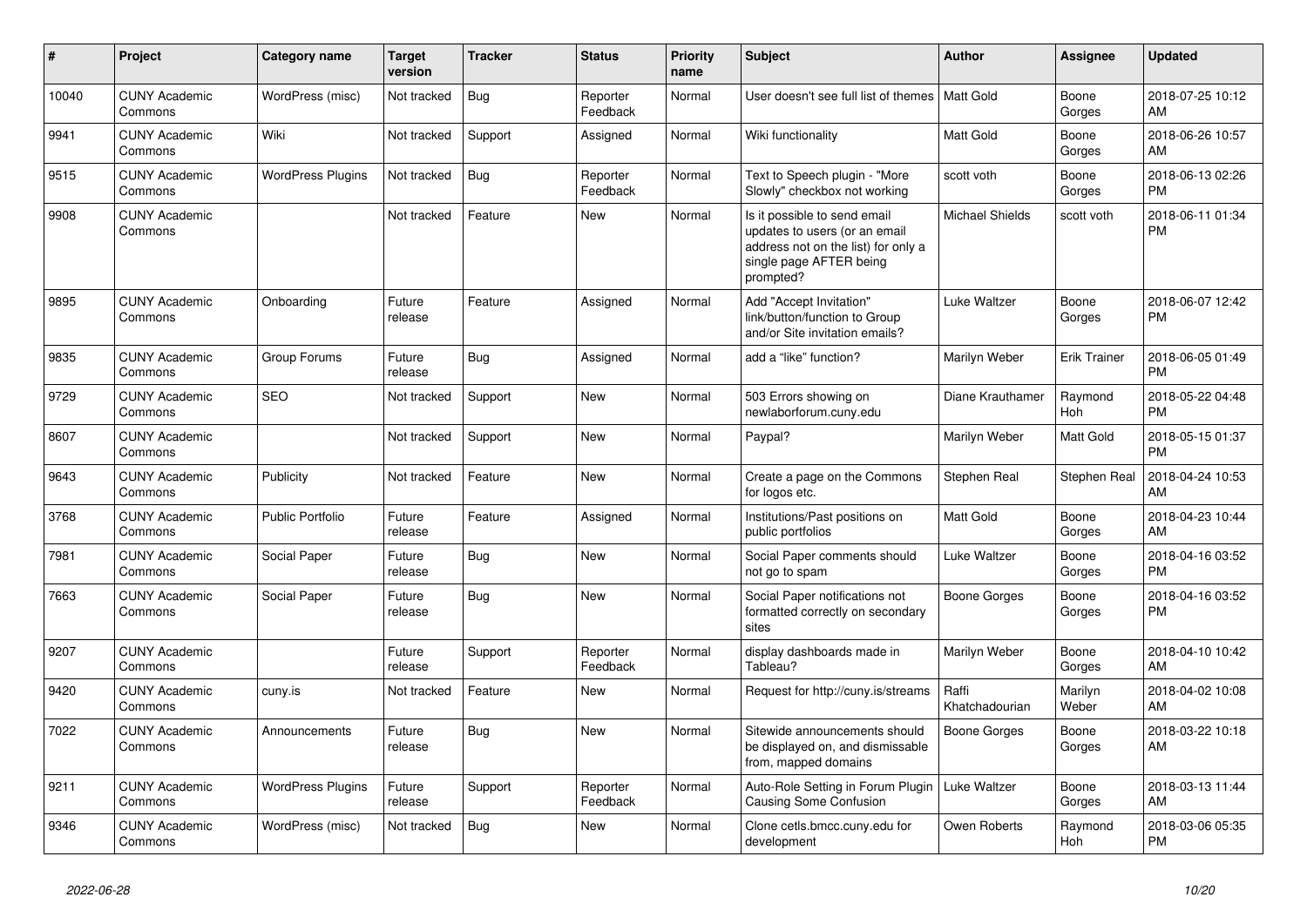| # | Project | Category name | Target version | Tracker | Status | Priority name | Subject | Author | Assignee | Updated |
|---|---|---|---|---|---|---|---|---|---|---|
| 10040 | CUNY Academic Commons | WordPress (misc) | Not tracked | Bug | Reporter Feedback | Normal | User doesn't see full list of themes | Matt Gold | Boone Gorges | 2018-07-25 10:12 AM |
| 9941 | CUNY Academic Commons | Wiki | Not tracked | Support | Assigned | Normal | Wiki functionality | Matt Gold | Boone Gorges | 2018-06-26 10:57 AM |
| 9515 | CUNY Academic Commons | WordPress Plugins | Not tracked | Bug | Reporter Feedback | Normal | Text to Speech plugin - "More Slowly" checkbox not working | scott voth | Boone Gorges | 2018-06-13 02:26 PM |
| 9908 | CUNY Academic Commons | | Not tracked | Feature | New | Normal | Is it possible to send email updates to users (or an email address not on the list) for only a single page AFTER being prompted? | Michael Shields | scott voth | 2018-06-11 01:34 PM |
| 9895 | CUNY Academic Commons | Onboarding | Future release | Feature | Assigned | Normal | Add "Accept Invitation" link/button/function to Group and/or Site invitation emails? | Luke Waltzer | Boone Gorges | 2018-06-07 12:42 PM |
| 9835 | CUNY Academic Commons | Group Forums | Future release | Bug | Assigned | Normal | add a "like" function? | Marilyn Weber | Erik Trainer | 2018-06-05 01:49 PM |
| 9729 | CUNY Academic Commons | SEO | Not tracked | Support | New | Normal | 503 Errors showing on newlaborforum.cuny.edu | Diane Krauthamer | Raymond Hoh | 2018-05-22 04:48 PM |
| 8607 | CUNY Academic Commons | | Not tracked | Support | New | Normal | Paypal? | Marilyn Weber | Matt Gold | 2018-05-15 01:37 PM |
| 9643 | CUNY Academic Commons | Publicity | Not tracked | Feature | New | Normal | Create a page on the Commons for logos etc. | Stephen Real | Stephen Real | 2018-04-24 10:53 AM |
| 3768 | CUNY Academic Commons | Public Portfolio | Future release | Feature | Assigned | Normal | Institutions/Past positions on public portfolios | Matt Gold | Boone Gorges | 2018-04-23 10:44 AM |
| 7981 | CUNY Academic Commons | Social Paper | Future release | Bug | New | Normal | Social Paper comments should not go to spam | Luke Waltzer | Boone Gorges | 2018-04-16 03:52 PM |
| 7663 | CUNY Academic Commons | Social Paper | Future release | Bug | New | Normal | Social Paper notifications not formatted correctly on secondary sites | Boone Gorges | Boone Gorges | 2018-04-16 03:52 PM |
| 9207 | CUNY Academic Commons | | Future release | Support | Reporter Feedback | Normal | display dashboards made in Tableau? | Marilyn Weber | Boone Gorges | 2018-04-10 10:42 AM |
| 9420 | CUNY Academic Commons | cuny.is | Not tracked | Feature | New | Normal | Request for http://cuny.is/streams | Raffi Khatchadourian | Marilyn Weber | 2018-04-02 10:08 AM |
| 7022 | CUNY Academic Commons | Announcements | Future release | Bug | New | Normal | Sitewide announcements should be displayed on, and dismissable from, mapped domains | Boone Gorges | Boone Gorges | 2018-03-22 10:18 AM |
| 9211 | CUNY Academic Commons | WordPress Plugins | Future release | Support | Reporter Feedback | Normal | Auto-Role Setting in Forum Plugin Causing Some Confusion | Luke Waltzer | Boone Gorges | 2018-03-13 11:44 AM |
| 9346 | CUNY Academic Commons | WordPress (misc) | Not tracked | Bug | New | Normal | Clone cetls.bmcc.cuny.edu for development | Owen Roberts | Raymond Hoh | 2018-03-06 05:35 PM |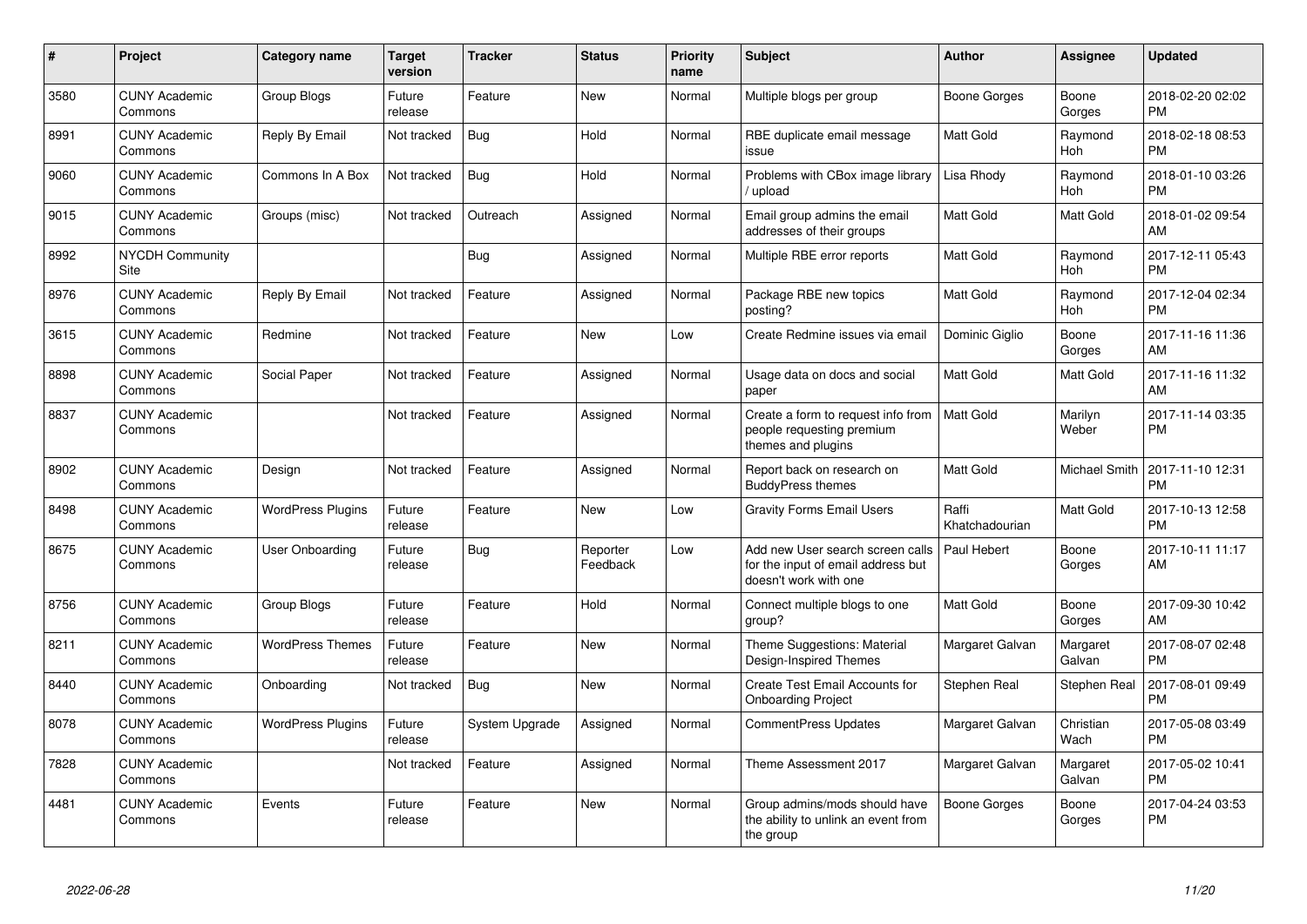| # | Project | Category name | Target version | Tracker | Status | Priority name | Subject | Author | Assignee | Updated |
|---|---|---|---|---|---|---|---|---|---|---|
| 3580 | CUNY Academic Commons | Group Blogs | Future release | Feature | New | Normal | Multiple blogs per group | Boone Gorges | Boone Gorges | 2018-02-20 02:02 PM |
| 8991 | CUNY Academic Commons | Reply By Email | Not tracked | Bug | Hold | Normal | RBE duplicate email message issue | Matt Gold | Raymond Hoh | 2018-02-18 08:53 PM |
| 9060 | CUNY Academic Commons | Commons In A Box | Not tracked | Bug | Hold | Normal | Problems with CBox image library / upload | Lisa Rhody | Raymond Hoh | 2018-01-10 03:26 PM |
| 9015 | CUNY Academic Commons | Groups (misc) | Not tracked | Outreach | Assigned | Normal | Email group admins the email addresses of their groups | Matt Gold | Matt Gold | 2018-01-02 09:54 AM |
| 8992 | NYCDH Community Site | | | Bug | Assigned | Normal | Multiple RBE error reports | Matt Gold | Raymond Hoh | 2017-12-11 05:43 PM |
| 8976 | CUNY Academic Commons | Reply By Email | Not tracked | Feature | Assigned | Normal | Package RBE new topics posting? | Matt Gold | Raymond Hoh | 2017-12-04 02:34 PM |
| 3615 | CUNY Academic Commons | Redmine | Not tracked | Feature | New | Low | Create Redmine issues via email | Dominic Giglio | Boone Gorges | 2017-11-16 11:36 AM |
| 8898 | CUNY Academic Commons | Social Paper | Not tracked | Feature | Assigned | Normal | Usage data on docs and social paper | Matt Gold | Matt Gold | 2017-11-16 11:32 AM |
| 8837 | CUNY Academic Commons | | Not tracked | Feature | Assigned | Normal | Create a form to request info from people requesting premium themes and plugins | Matt Gold | Marilyn Weber | 2017-11-14 03:35 PM |
| 8902 | CUNY Academic Commons | Design | Not tracked | Feature | Assigned | Normal | Report back on research on BuddyPress themes | Matt Gold | Michael Smith | 2017-11-10 12:31 PM |
| 8498 | CUNY Academic Commons | WordPress Plugins | Future release | Feature | New | Low | Gravity Forms Email Users | Raffi Khatchadourian | Matt Gold | 2017-10-13 12:58 PM |
| 8675 | CUNY Academic Commons | User Onboarding | Future release | Bug | Reporter Feedback | Low | Add new User search screen calls for the input of email address but doesn't work with one | Paul Hebert | Boone Gorges | 2017-10-11 11:17 AM |
| 8756 | CUNY Academic Commons | Group Blogs | Future release | Feature | Hold | Normal | Connect multiple blogs to one group? | Matt Gold | Boone Gorges | 2017-09-30 10:42 AM |
| 8211 | CUNY Academic Commons | WordPress Themes | Future release | Feature | New | Normal | Theme Suggestions: Material Design-Inspired Themes | Margaret Galvan | Margaret Galvan | 2017-08-07 02:48 PM |
| 8440 | CUNY Academic Commons | Onboarding | Not tracked | Bug | New | Normal | Create Test Email Accounts for Onboarding Project | Stephen Real | Stephen Real | 2017-08-01 09:49 PM |
| 8078 | CUNY Academic Commons | WordPress Plugins | Future release | System Upgrade | Assigned | Normal | CommentPress Updates | Margaret Galvan | Christian Wach | 2017-05-08 03:49 PM |
| 7828 | CUNY Academic Commons | | Not tracked | Feature | Assigned | Normal | Theme Assessment 2017 | Margaret Galvan | Margaret Galvan | 2017-05-02 10:41 PM |
| 4481 | CUNY Academic Commons | Events | Future release | Feature | New | Normal | Group admins/mods should have the ability to unlink an event from the group | Boone Gorges | Boone Gorges | 2017-04-24 03:53 PM |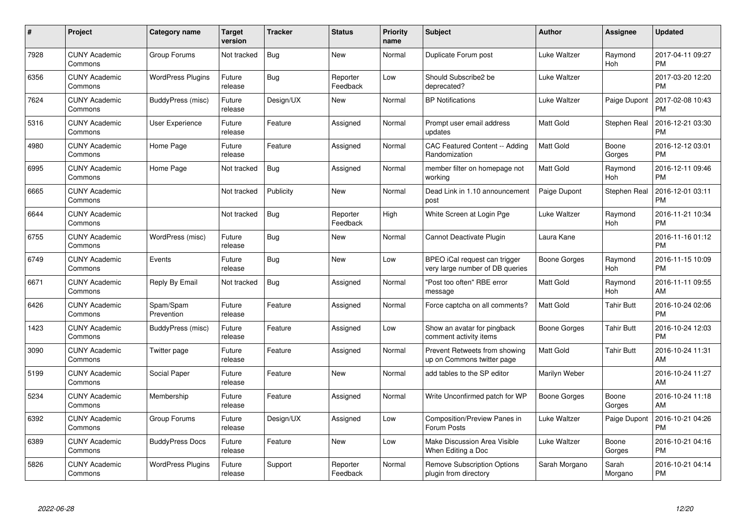| # | Project | Category name | Target version | Tracker | Status | Priority name | Subject | Author | Assignee | Updated |
|---|---|---|---|---|---|---|---|---|---|---|
| 7928 | CUNY Academic Commons | Group Forums | Not tracked | Bug | New | Normal | Duplicate Forum post | Luke Waltzer | Raymond Hoh | 2017-04-11 09:27 PM |
| 6356 | CUNY Academic Commons | WordPress Plugins | Future release | Bug | Reporter Feedback | Low | Should Subscribe2 be deprecated? | Luke Waltzer | | 2017-03-20 12:20 PM |
| 7624 | CUNY Academic Commons | BuddyPress (misc) | Future release | Design/UX | New | Normal | BP Notifications | Luke Waltzer | Paige Dupont | 2017-02-08 10:43 PM |
| 5316 | CUNY Academic Commons | User Experience | Future release | Feature | Assigned | Normal | Prompt user email address updates | Matt Gold | Stephen Real | 2016-12-21 03:30 PM |
| 4980 | CUNY Academic Commons | Home Page | Future release | Feature | Assigned | Normal | CAC Featured Content -- Adding Randomization | Matt Gold | Boone Gorges | 2016-12-12 03:01 PM |
| 6995 | CUNY Academic Commons | Home Page | Not tracked | Bug | Assigned | Normal | member filter on homepage not working | Matt Gold | Raymond Hoh | 2016-12-11 09:46 PM |
| 6665 | CUNY Academic Commons | | Not tracked | Publicity | New | Normal | Dead Link in 1.10 announcement post | Paige Dupont | Stephen Real | 2016-12-01 03:11 PM |
| 6644 | CUNY Academic Commons | | Not tracked | Bug | Reporter Feedback | High | White Screen at Login Pge | Luke Waltzer | Raymond Hoh | 2016-11-21 10:34 PM |
| 6755 | CUNY Academic Commons | WordPress (misc) | Future release | Bug | New | Normal | Cannot Deactivate Plugin | Laura Kane | | 2016-11-16 01:12 PM |
| 6749 | CUNY Academic Commons | Events | Future release | Bug | New | Low | BPEO iCal request can trigger very large number of DB queries | Boone Gorges | Raymond Hoh | 2016-11-15 10:09 PM |
| 6671 | CUNY Academic Commons | Reply By Email | Not tracked | Bug | Assigned | Normal | "Post too often" RBE error message | Matt Gold | Raymond Hoh | 2016-11-11 09:55 AM |
| 6426 | CUNY Academic Commons | Spam/Spam Prevention | Future release | Feature | Assigned | Normal | Force captcha on all comments? | Matt Gold | Tahir Butt | 2016-10-24 02:06 PM |
| 1423 | CUNY Academic Commons | BuddyPress (misc) | Future release | Feature | Assigned | Low | Show an avatar for pingback comment activity items | Boone Gorges | Tahir Butt | 2016-10-24 12:03 PM |
| 3090 | CUNY Academic Commons | Twitter page | Future release | Feature | Assigned | Normal | Prevent Retweets from showing up on Commons twitter page | Matt Gold | Tahir Butt | 2016-10-24 11:31 AM |
| 5199 | CUNY Academic Commons | Social Paper | Future release | Feature | New | Normal | add tables to the SP editor | Marilyn Weber | | 2016-10-24 11:27 AM |
| 5234 | CUNY Academic Commons | Membership | Future release | Feature | Assigned | Normal | Write Unconfirmed patch for WP | Boone Gorges | Boone Gorges | 2016-10-24 11:18 AM |
| 6392 | CUNY Academic Commons | Group Forums | Future release | Design/UX | Assigned | Low | Composition/Preview Panes in Forum Posts | Luke Waltzer | Paige Dupont | 2016-10-21 04:26 PM |
| 6389 | CUNY Academic Commons | BuddyPress Docs | Future release | Feature | New | Low | Make Discussion Area Visible When Editing a Doc | Luke Waltzer | Boone Gorges | 2016-10-21 04:16 PM |
| 5826 | CUNY Academic Commons | WordPress Plugins | Future release | Support | Reporter Feedback | Normal | Remove Subscription Options plugin from directory | Sarah Morgano | Sarah Morgano | 2016-10-21 04:14 PM |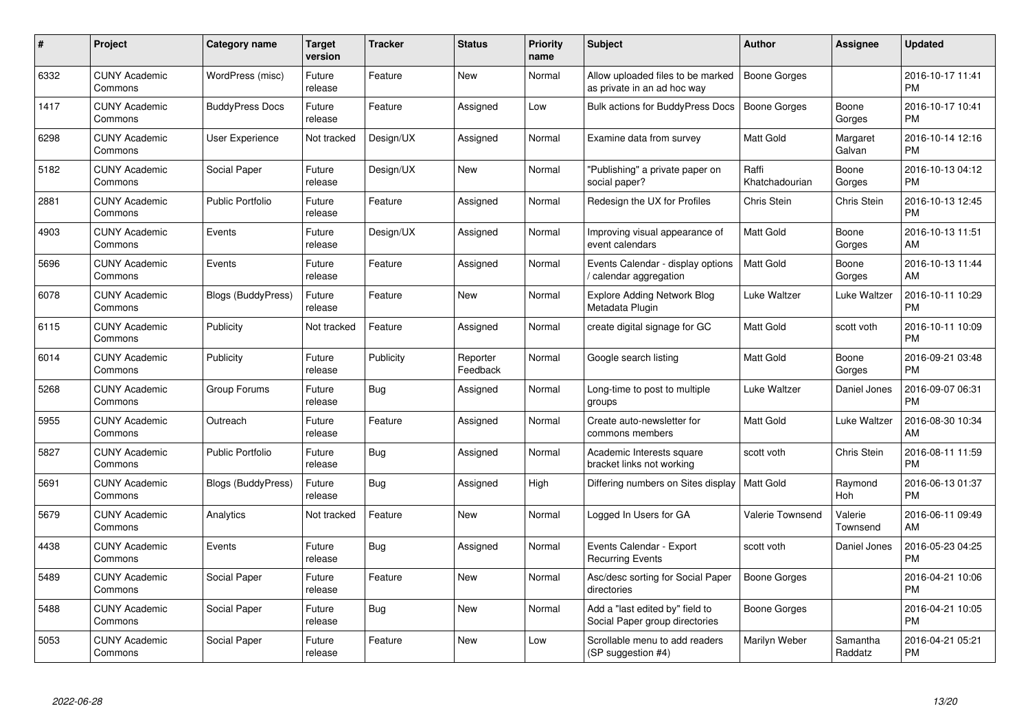| # | Project | Category name | Target version | Tracker | Status | Priority name | Subject | Author | Assignee | Updated |
|---|---|---|---|---|---|---|---|---|---|---|
| 6332 | CUNY Academic Commons | WordPress (misc) | Future release | Feature | New | Normal | Allow uploaded files to be marked as private in an ad hoc way | Boone Gorges | | 2016-10-17 11:41 PM |
| 1417 | CUNY Academic Commons | BuddyPress Docs | Future release | Feature | Assigned | Low | Bulk actions for BuddyPress Docs | Boone Gorges | Boone Gorges | 2016-10-17 10:41 PM |
| 6298 | CUNY Academic Commons | User Experience | Not tracked | Design/UX | Assigned | Normal | Examine data from survey | Matt Gold | Margaret Galvan | 2016-10-14 12:16 PM |
| 5182 | CUNY Academic Commons | Social Paper | Future release | Design/UX | New | Normal | "Publishing" a private paper on social paper? | Raffi Khatchadourian | Boone Gorges | 2016-10-13 04:12 PM |
| 2881 | CUNY Academic Commons | Public Portfolio | Future release | Feature | Assigned | Normal | Redesign the UX for Profiles | Chris Stein | Chris Stein | 2016-10-13 12:45 PM |
| 4903 | CUNY Academic Commons | Events | Future release | Design/UX | Assigned | Normal | Improving visual appearance of event calendars | Matt Gold | Boone Gorges | 2016-10-13 11:51 AM |
| 5696 | CUNY Academic Commons | Events | Future release | Feature | Assigned | Normal | Events Calendar - display options / calendar aggregation | Matt Gold | Boone Gorges | 2016-10-13 11:44 AM |
| 6078 | CUNY Academic Commons | Blogs (BuddyPress) | Future release | Feature | New | Normal | Explore Adding Network Blog Metadata Plugin | Luke Waltzer | Luke Waltzer | 2016-10-11 10:29 PM |
| 6115 | CUNY Academic Commons | Publicity | Not tracked | Feature | Assigned | Normal | create digital signage for GC | Matt Gold | scott voth | 2016-10-11 10:09 PM |
| 6014 | CUNY Academic Commons | Publicity | Future release | Publicity | Reporter Feedback | Normal | Google search listing | Matt Gold | Boone Gorges | 2016-09-21 03:48 PM |
| 5268 | CUNY Academic Commons | Group Forums | Future release | Bug | Assigned | Normal | Long-time to post to multiple groups | Luke Waltzer | Daniel Jones | 2016-09-07 06:31 PM |
| 5955 | CUNY Academic Commons | Outreach | Future release | Feature | Assigned | Normal | Create auto-newsletter for commons members | Matt Gold | Luke Waltzer | 2016-08-30 10:34 AM |
| 5827 | CUNY Academic Commons | Public Portfolio | Future release | Bug | Assigned | Normal | Academic Interests square bracket links not working | scott voth | Chris Stein | 2016-08-11 11:59 PM |
| 5691 | CUNY Academic Commons | Blogs (BuddyPress) | Future release | Bug | Assigned | High | Differing numbers on Sites display | Matt Gold | Raymond Hoh | 2016-06-13 01:37 PM |
| 5679 | CUNY Academic Commons | Analytics | Not tracked | Feature | New | Normal | Logged In Users for GA | Valerie Townsend | Valerie Townsend | 2016-06-11 09:49 AM |
| 4438 | CUNY Academic Commons | Events | Future release | Bug | Assigned | Normal | Events Calendar - Export Recurring Events | scott voth | Daniel Jones | 2016-05-23 04:25 PM |
| 5489 | CUNY Academic Commons | Social Paper | Future release | Feature | New | Normal | Asc/desc sorting for Social Paper directories | Boone Gorges | | 2016-04-21 10:06 PM |
| 5488 | CUNY Academic Commons | Social Paper | Future release | Bug | New | Normal | Add a "last edited by" field to Social Paper group directories | Boone Gorges | | 2016-04-21 10:05 PM |
| 5053 | CUNY Academic Commons | Social Paper | Future release | Feature | New | Low | Scrollable menu to add readers (SP suggestion #4) | Marilyn Weber | Samantha Raddatz | 2016-04-21 05:21 PM |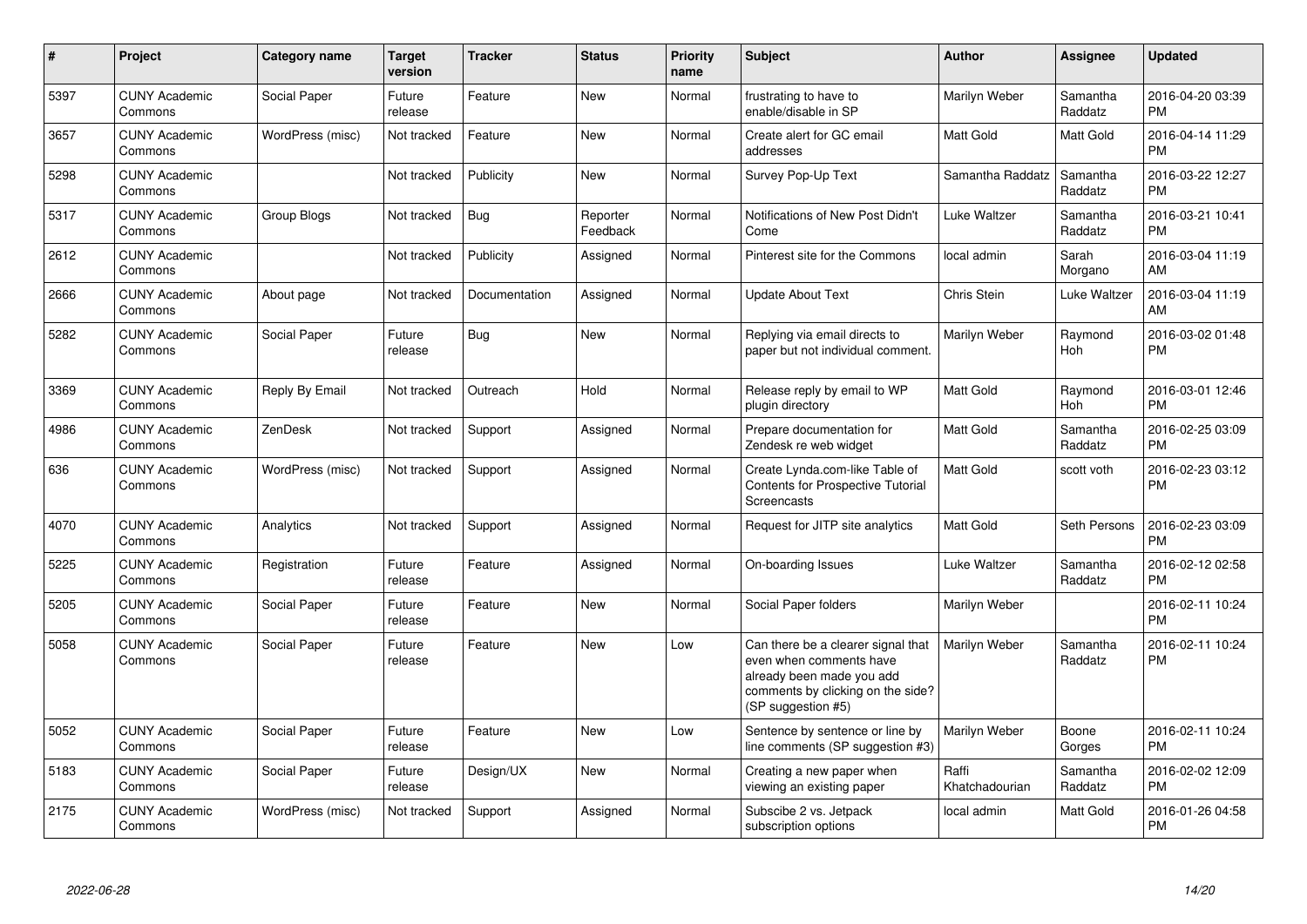| # | Project | Category name | Target version | Tracker | Status | Priority name | Subject | Author | Assignee | Updated |
|---|---|---|---|---|---|---|---|---|---|---|
| 5397 | CUNY Academic Commons | Social Paper | Future release | Feature | New | Normal | frustrating to have to enable/disable in SP | Marilyn Weber | Samantha Raddatz | 2016-04-20 03:39 PM |
| 3657 | CUNY Academic Commons | WordPress (misc) | Not tracked | Feature | New | Normal | Create alert for GC email addresses | Matt Gold | Matt Gold | 2016-04-14 11:29 PM |
| 5298 | CUNY Academic Commons | | Not tracked | Publicity | New | Normal | Survey Pop-Up Text | Samantha Raddatz | Samantha Raddatz | 2016-03-22 12:27 PM |
| 5317 | CUNY Academic Commons | Group Blogs | Not tracked | Bug | Reporter Feedback | Normal | Notifications of New Post Didn't Come | Luke Waltzer | Samantha Raddatz | 2016-03-21 10:41 PM |
| 2612 | CUNY Academic Commons | | Not tracked | Publicity | Assigned | Normal | Pinterest site for the Commons | local admin | Sarah Morgano | 2016-03-04 11:19 AM |
| 2666 | CUNY Academic Commons | About page | Not tracked | Documentation | Assigned | Normal | Update About Text | Chris Stein | Luke Waltzer | 2016-03-04 11:19 AM |
| 5282 | CUNY Academic Commons | Social Paper | Future release | Bug | New | Normal | Replying via email directs to paper but not individual comment. | Marilyn Weber | Raymond Hoh | 2016-03-02 01:48 PM |
| 3369 | CUNY Academic Commons | Reply By Email | Not tracked | Outreach | Hold | Normal | Release reply by email to WP plugin directory | Matt Gold | Raymond Hoh | 2016-03-01 12:46 PM |
| 4986 | CUNY Academic Commons | ZenDesk | Not tracked | Support | Assigned | Normal | Prepare documentation for Zendesk re web widget | Matt Gold | Samantha Raddatz | 2016-02-25 03:09 PM |
| 636 | CUNY Academic Commons | WordPress (misc) | Not tracked | Support | Assigned | Normal | Create Lynda.com-like Table of Contents for Prospective Tutorial Screencasts | Matt Gold | scott voth | 2016-02-23 03:12 PM |
| 4070 | CUNY Academic Commons | Analytics | Not tracked | Support | Assigned | Normal | Request for JITP site analytics | Matt Gold | Seth Persons | 2016-02-23 03:09 PM |
| 5225 | CUNY Academic Commons | Registration | Future release | Feature | Assigned | Normal | On-boarding Issues | Luke Waltzer | Samantha Raddatz | 2016-02-12 02:58 PM |
| 5205 | CUNY Academic Commons | Social Paper | Future release | Feature | New | Normal | Social Paper folders | Marilyn Weber | | 2016-02-11 10:24 PM |
| 5058 | CUNY Academic Commons | Social Paper | Future release | Feature | New | Low | Can there be a clearer signal that even when comments have already been made you add comments by clicking on the side? (SP suggestion #5) | Marilyn Weber | Samantha Raddatz | 2016-02-11 10:24 PM |
| 5052 | CUNY Academic Commons | Social Paper | Future release | Feature | New | Low | Sentence by sentence or line by line comments (SP suggestion #3) | Marilyn Weber | Boone Gorges | 2016-02-11 10:24 PM |
| 5183 | CUNY Academic Commons | Social Paper | Future release | Design/UX | New | Normal | Creating a new paper when viewing an existing paper | Raffi Khatchadourian | Samantha Raddatz | 2016-02-02 12:09 PM |
| 2175 | CUNY Academic Commons | WordPress (misc) | Not tracked | Support | Assigned | Normal | Subscibe 2 vs. Jetpack subscription options | local admin | Matt Gold | 2016-01-26 04:58 PM |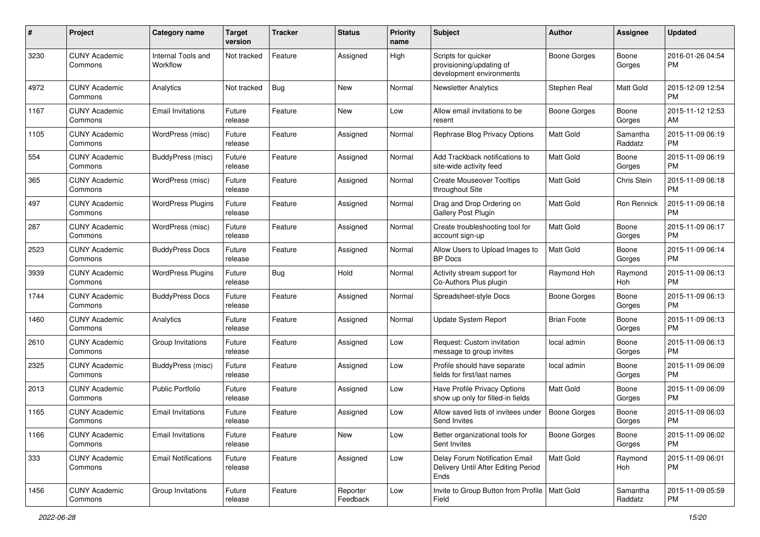| # | Project | Category name | Target version | Tracker | Status | Priority name | Subject | Author | Assignee | Updated |
|---|---|---|---|---|---|---|---|---|---|---|
| 3230 | CUNY Academic Commons | Internal Tools and Workflow | Not tracked | Feature | Assigned | High | Scripts for quicker provisioning/updating of development environments | Boone Gorges | Boone Gorges | 2016-01-26 04:54 PM |
| 4972 | CUNY Academic Commons | Analytics | Not tracked | Bug | New | Normal | Newsletter Analytics | Stephen Real | Matt Gold | 2015-12-09 12:54 PM |
| 1167 | CUNY Academic Commons | Email Invitations | Future release | Feature | New | Low | Allow email invitations to be resent | Boone Gorges | Boone Gorges | 2015-11-12 12:53 AM |
| 1105 | CUNY Academic Commons | WordPress (misc) | Future release | Feature | Assigned | Normal | Rephrase Blog Privacy Options | Matt Gold | Samantha Raddatz | 2015-11-09 06:19 PM |
| 554 | CUNY Academic Commons | BuddyPress (misc) | Future release | Feature | Assigned | Normal | Add Trackback notifications to site-wide activity feed | Matt Gold | Boone Gorges | 2015-11-09 06:19 PM |
| 365 | CUNY Academic Commons | WordPress (misc) | Future release | Feature | Assigned | Normal | Create Mouseover Tooltips throughout Site | Matt Gold | Chris Stein | 2015-11-09 06:18 PM |
| 497 | CUNY Academic Commons | WordPress Plugins | Future release | Feature | Assigned | Normal | Drag and Drop Ordering on Gallery Post Plugin | Matt Gold | Ron Rennick | 2015-11-09 06:18 PM |
| 287 | CUNY Academic Commons | WordPress (misc) | Future release | Feature | Assigned | Normal | Create troubleshooting tool for account sign-up | Matt Gold | Boone Gorges | 2015-11-09 06:17 PM |
| 2523 | CUNY Academic Commons | BuddyPress Docs | Future release | Feature | Assigned | Normal | Allow Users to Upload Images to BP Docs | Matt Gold | Boone Gorges | 2015-11-09 06:14 PM |
| 3939 | CUNY Academic Commons | WordPress Plugins | Future release | Bug | Hold | Normal | Activity stream support for Co-Authors Plus plugin | Raymond Hoh | Raymond Hoh | 2015-11-09 06:13 PM |
| 1744 | CUNY Academic Commons | BuddyPress Docs | Future release | Feature | Assigned | Normal | Spreadsheet-style Docs | Boone Gorges | Boone Gorges | 2015-11-09 06:13 PM |
| 1460 | CUNY Academic Commons | Analytics | Future release | Feature | Assigned | Normal | Update System Report | Brian Foote | Boone Gorges | 2015-11-09 06:13 PM |
| 2610 | CUNY Academic Commons | Group Invitations | Future release | Feature | Assigned | Low | Request: Custom invitation message to group invites | local admin | Boone Gorges | 2015-11-09 06:13 PM |
| 2325 | CUNY Academic Commons | BuddyPress (misc) | Future release | Feature | Assigned | Low | Profile should have separate fields for first/last names | local admin | Boone Gorges | 2015-11-09 06:09 PM |
| 2013 | CUNY Academic Commons | Public Portfolio | Future release | Feature | Assigned | Low | Have Profile Privacy Options show up only for filled-in fields | Matt Gold | Boone Gorges | 2015-11-09 06:09 PM |
| 1165 | CUNY Academic Commons | Email Invitations | Future release | Feature | Assigned | Low | Allow saved lists of invitees under Send Invites | Boone Gorges | Boone Gorges | 2015-11-09 06:03 PM |
| 1166 | CUNY Academic Commons | Email Invitations | Future release | Feature | New | Low | Better organizational tools for Sent Invites | Boone Gorges | Boone Gorges | 2015-11-09 06:02 PM |
| 333 | CUNY Academic Commons | Email Notifications | Future release | Feature | Assigned | Low | Delay Forum Notification Email Delivery Until After Editing Period Ends | Matt Gold | Raymond Hoh | 2015-11-09 06:01 PM |
| 1456 | CUNY Academic Commons | Group Invitations | Future release | Feature | Reporter Feedback | Low | Invite to Group Button from Profile Field | Matt Gold | Samantha Raddatz | 2015-11-09 05:59 PM |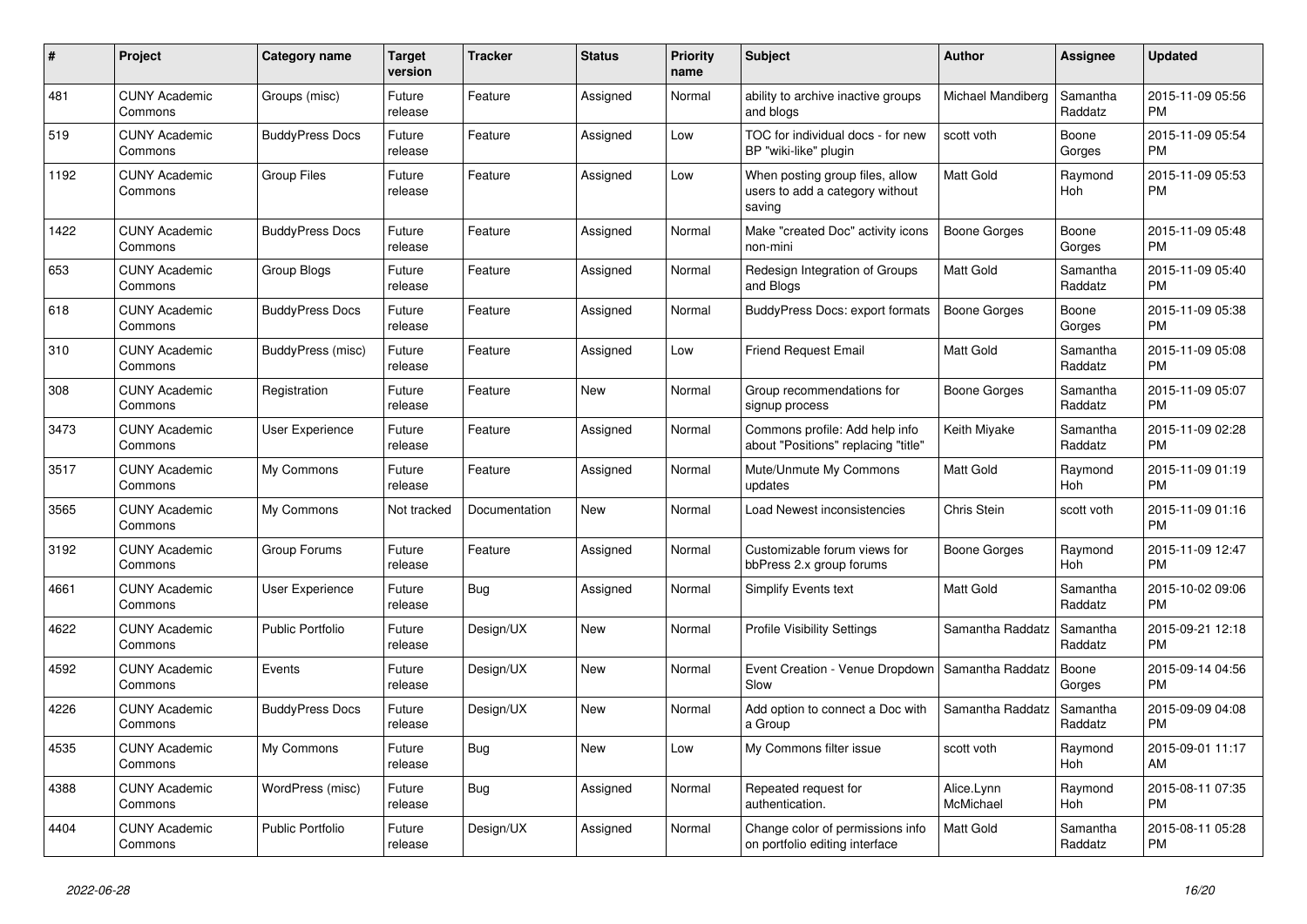| # | Project | Category name | Target version | Tracker | Status | Priority name | Subject | Author | Assignee | Updated |
|---|---|---|---|---|---|---|---|---|---|---|
| 481 | CUNY Academic Commons | Groups (misc) | Future release | Feature | Assigned | Normal | ability to archive inactive groups and blogs | Michael Mandiberg | Samantha Raddatz | 2015-11-09 05:56 PM |
| 519 | CUNY Academic Commons | BuddyPress Docs | Future release | Feature | Assigned | Low | TOC for individual docs - for new BP "wiki-like" plugin | scott voth | Boone Gorges | 2015-11-09 05:54 PM |
| 1192 | CUNY Academic Commons | Group Files | Future release | Feature | Assigned | Low | When posting group files, allow users to add a category without saving | Matt Gold | Raymond Hoh | 2015-11-09 05:53 PM |
| 1422 | CUNY Academic Commons | BuddyPress Docs | Future release | Feature | Assigned | Normal | Make "created Doc" activity icons non-mini | Boone Gorges | Boone Gorges | 2015-11-09 05:48 PM |
| 653 | CUNY Academic Commons | Group Blogs | Future release | Feature | Assigned | Normal | Redesign Integration of Groups and Blogs | Matt Gold | Samantha Raddatz | 2015-11-09 05:40 PM |
| 618 | CUNY Academic Commons | BuddyPress Docs | Future release | Feature | Assigned | Normal | BuddyPress Docs: export formats | Boone Gorges | Boone Gorges | 2015-11-09 05:38 PM |
| 310 | CUNY Academic Commons | BuddyPress (misc) | Future release | Feature | Assigned | Low | Friend Request Email | Matt Gold | Samantha Raddatz | 2015-11-09 05:08 PM |
| 308 | CUNY Academic Commons | Registration | Future release | Feature | New | Normal | Group recommendations for signup process | Boone Gorges | Samantha Raddatz | 2015-11-09 05:07 PM |
| 3473 | CUNY Academic Commons | User Experience | Future release | Feature | Assigned | Normal | Commons profile: Add help info about "Positions" replacing "title" | Keith Miyake | Samantha Raddatz | 2015-11-09 02:28 PM |
| 3517 | CUNY Academic Commons | My Commons | Future release | Feature | Assigned | Normal | Mute/Unmute My Commons updates | Matt Gold | Raymond Hoh | 2015-11-09 01:19 PM |
| 3565 | CUNY Academic Commons | My Commons | Not tracked | Documentation | New | Normal | Load Newest inconsistencies | Chris Stein | scott voth | 2015-11-09 01:16 PM |
| 3192 | CUNY Academic Commons | Group Forums | Future release | Feature | Assigned | Normal | Customizable forum views for bbPress 2.x group forums | Boone Gorges | Raymond Hoh | 2015-11-09 12:47 PM |
| 4661 | CUNY Academic Commons | User Experience | Future release | Bug | Assigned | Normal | Simplify Events text | Matt Gold | Samantha Raddatz | 2015-10-02 09:06 PM |
| 4622 | CUNY Academic Commons | Public Portfolio | Future release | Design/UX | New | Normal | Profile Visibility Settings | Samantha Raddatz | Samantha Raddatz | 2015-09-21 12:18 PM |
| 4592 | CUNY Academic Commons | Events | Future release | Design/UX | New | Normal | Event Creation - Venue Dropdown Slow | Samantha Raddatz | Boone Gorges | 2015-09-14 04:56 PM |
| 4226 | CUNY Academic Commons | BuddyPress Docs | Future release | Design/UX | New | Normal | Add option to connect a Doc with a Group | Samantha Raddatz | Samantha Raddatz | 2015-09-09 04:08 PM |
| 4535 | CUNY Academic Commons | My Commons | Future release | Bug | New | Low | My Commons filter issue | scott voth | Raymond Hoh | 2015-09-01 11:17 AM |
| 4388 | CUNY Academic Commons | WordPress (misc) | Future release | Bug | Assigned | Normal | Repeated request for authentication. | Alice.Lynn McMichael | Raymond Hoh | 2015-08-11 07:35 PM |
| 4404 | CUNY Academic Commons | Public Portfolio | Future release | Design/UX | Assigned | Normal | Change color of permissions info on portfolio editing interface | Matt Gold | Samantha Raddatz | 2015-08-11 05:28 PM |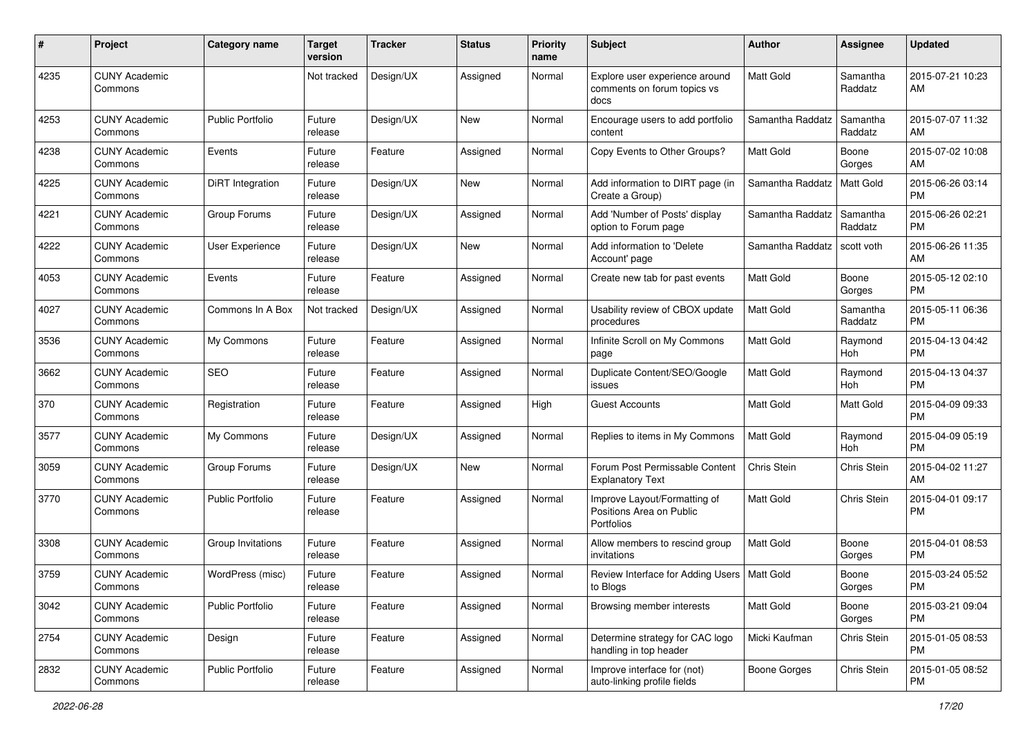| # | Project | Category name | Target version | Tracker | Status | Priority name | Subject | Author | Assignee | Updated |
|---|---|---|---|---|---|---|---|---|---|---|
| 4235 | CUNY Academic Commons | | Not tracked | Design/UX | Assigned | Normal | Explore user experience around comments on forum topics vs docs | Matt Gold | Samantha Raddatz | 2015-07-21 10:23 AM |
| 4253 | CUNY Academic Commons | Public Portfolio | Future release | Design/UX | New | Normal | Encourage users to add portfolio content | Samantha Raddatz | Samantha Raddatz | 2015-07-07 11:32 AM |
| 4238 | CUNY Academic Commons | Events | Future release | Feature | Assigned | Normal | Copy Events to Other Groups? | Matt Gold | Boone Gorges | 2015-07-02 10:08 AM |
| 4225 | CUNY Academic Commons | DiRT Integration | Future release | Design/UX | New | Normal | Add information to DIRT page (in Create a Group) | Samantha Raddatz | Matt Gold | 2015-06-26 03:14 PM |
| 4221 | CUNY Academic Commons | Group Forums | Future release | Design/UX | Assigned | Normal | Add 'Number of Posts' display option to Forum page | Samantha Raddatz | Samantha Raddatz | 2015-06-26 02:21 PM |
| 4222 | CUNY Academic Commons | User Experience | Future release | Design/UX | New | Normal | Add information to 'Delete Account' page | Samantha Raddatz | scott voth | 2015-06-26 11:35 AM |
| 4053 | CUNY Academic Commons | Events | Future release | Feature | Assigned | Normal | Create new tab for past events | Matt Gold | Boone Gorges | 2015-05-12 02:10 PM |
| 4027 | CUNY Academic Commons | Commons In A Box | Not tracked | Design/UX | Assigned | Normal | Usability review of CBOX update procedures | Matt Gold | Samantha Raddatz | 2015-05-11 06:36 PM |
| 3536 | CUNY Academic Commons | My Commons | Future release | Feature | Assigned | Normal | Infinite Scroll on My Commons page | Matt Gold | Raymond Hoh | 2015-04-13 04:42 PM |
| 3662 | CUNY Academic Commons | SEO | Future release | Feature | Assigned | Normal | Duplicate Content/SEO/Google issues | Matt Gold | Raymond Hoh | 2015-04-13 04:37 PM |
| 370 | CUNY Academic Commons | Registration | Future release | Feature | Assigned | High | Guest Accounts | Matt Gold | Matt Gold | 2015-04-09 09:33 PM |
| 3577 | CUNY Academic Commons | My Commons | Future release | Design/UX | Assigned | Normal | Replies to items in My Commons | Matt Gold | Raymond Hoh | 2015-04-09 05:19 PM |
| 3059 | CUNY Academic Commons | Group Forums | Future release | Design/UX | New | Normal | Forum Post Permissable Content Explanatory Text | Chris Stein | Chris Stein | 2015-04-02 11:27 AM |
| 3770 | CUNY Academic Commons | Public Portfolio | Future release | Feature | Assigned | Normal | Improve Layout/Formatting of Positions Area on Public Portfolios | Matt Gold | Chris Stein | 2015-04-01 09:17 PM |
| 3308 | CUNY Academic Commons | Group Invitations | Future release | Feature | Assigned | Normal | Allow members to rescind group invitations | Matt Gold | Boone Gorges | 2015-04-01 08:53 PM |
| 3759 | CUNY Academic Commons | WordPress (misc) | Future release | Feature | Assigned | Normal | Review Interface for Adding Users to Blogs | Matt Gold | Boone Gorges | 2015-03-24 05:52 PM |
| 3042 | CUNY Academic Commons | Public Portfolio | Future release | Feature | Assigned | Normal | Browsing member interests | Matt Gold | Boone Gorges | 2015-03-21 09:04 PM |
| 2754 | CUNY Academic Commons | Design | Future release | Feature | Assigned | Normal | Determine strategy for CAC logo handling in top header | Micki Kaufman | Chris Stein | 2015-01-05 08:53 PM |
| 2832 | CUNY Academic Commons | Public Portfolio | Future release | Feature | Assigned | Normal | Improve interface for (not) auto-linking profile fields | Boone Gorges | Chris Stein | 2015-01-05 08:52 PM |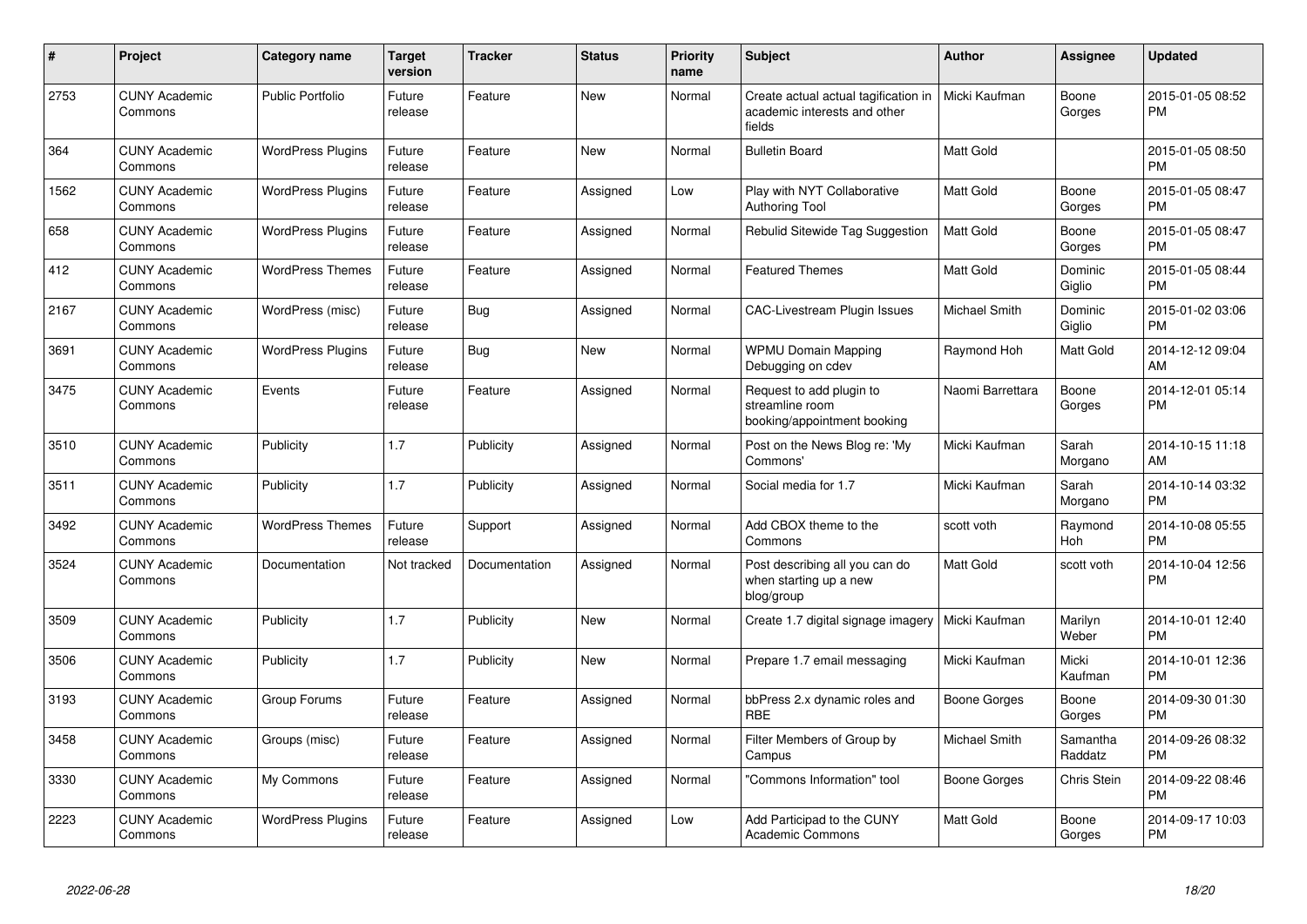| # | Project | Category name | Target version | Tracker | Status | Priority name | Subject | Author | Assignee | Updated |
|---|---|---|---|---|---|---|---|---|---|---|
| 2753 | CUNY Academic Commons | Public Portfolio | Future release | Feature | New | Normal | Create actual actual tagification in academic interests and other fields | Micki Kaufman | Boone Gorges | 2015-01-05 08:52 PM |
| 364 | CUNY Academic Commons | WordPress Plugins | Future release | Feature | New | Normal | Bulletin Board | Matt Gold | | 2015-01-05 08:50 PM |
| 1562 | CUNY Academic Commons | WordPress Plugins | Future release | Feature | Assigned | Low | Play with NYT Collaborative Authoring Tool | Matt Gold | Boone Gorges | 2015-01-05 08:47 PM |
| 658 | CUNY Academic Commons | WordPress Plugins | Future release | Feature | Assigned | Normal | Rebulid Sitewide Tag Suggestion | Matt Gold | Boone Gorges | 2015-01-05 08:47 PM |
| 412 | CUNY Academic Commons | WordPress Themes | Future release | Feature | Assigned | Normal | Featured Themes | Matt Gold | Dominic Giglio | 2015-01-05 08:44 PM |
| 2167 | CUNY Academic Commons | WordPress (misc) | Future release | Bug | Assigned | Normal | CAC-Livestream Plugin Issues | Michael Smith | Dominic Giglio | 2015-01-02 03:06 PM |
| 3691 | CUNY Academic Commons | WordPress Plugins | Future release | Bug | New | Normal | WPMU Domain Mapping Debugging on cdev | Raymond Hoh | Matt Gold | 2014-12-12 09:04 AM |
| 3475 | CUNY Academic Commons | Events | Future release | Feature | Assigned | Normal | Request to add plugin to streamline room booking/appointment booking | Naomi Barrettara | Boone Gorges | 2014-12-01 05:14 PM |
| 3510 | CUNY Academic Commons | Publicity | 1.7 | Publicity | Assigned | Normal | Post on the News Blog re: 'My Commons' | Micki Kaufman | Sarah Morgano | 2014-10-15 11:18 AM |
| 3511 | CUNY Academic Commons | Publicity | 1.7 | Publicity | Assigned | Normal | Social media for 1.7 | Micki Kaufman | Sarah Morgano | 2014-10-14 03:32 PM |
| 3492 | CUNY Academic Commons | WordPress Themes | Future release | Support | Assigned | Normal | Add CBOX theme to the Commons | scott voth | Raymond Hoh | 2014-10-08 05:55 PM |
| 3524 | CUNY Academic Commons | Documentation | Not tracked | Documentation | Assigned | Normal | Post describing all you can do when starting up a new blog/group | Matt Gold | scott voth | 2014-10-04 12:56 PM |
| 3509 | CUNY Academic Commons | Publicity | 1.7 | Publicity | New | Normal | Create 1.7 digital signage imagery | Micki Kaufman | Marilyn Weber | 2014-10-01 12:40 PM |
| 3506 | CUNY Academic Commons | Publicity | 1.7 | Publicity | New | Normal | Prepare 1.7 email messaging | Micki Kaufman | Micki Kaufman | 2014-10-01 12:36 PM |
| 3193 | CUNY Academic Commons | Group Forums | Future release | Feature | Assigned | Normal | bbPress 2.x dynamic roles and RBE | Boone Gorges | Boone Gorges | 2014-09-30 01:30 PM |
| 3458 | CUNY Academic Commons | Groups (misc) | Future release | Feature | Assigned | Normal | Filter Members of Group by Campus | Michael Smith | Samantha Raddatz | 2014-09-26 08:32 PM |
| 3330 | CUNY Academic Commons | My Commons | Future release | Feature | Assigned | Normal | "Commons Information" tool | Boone Gorges | Chris Stein | 2014-09-22 08:46 PM |
| 2223 | CUNY Academic Commons | WordPress Plugins | Future release | Feature | Assigned | Low | Add Participad to the CUNY Academic Commons | Matt Gold | Boone Gorges | 2014-09-17 10:03 PM |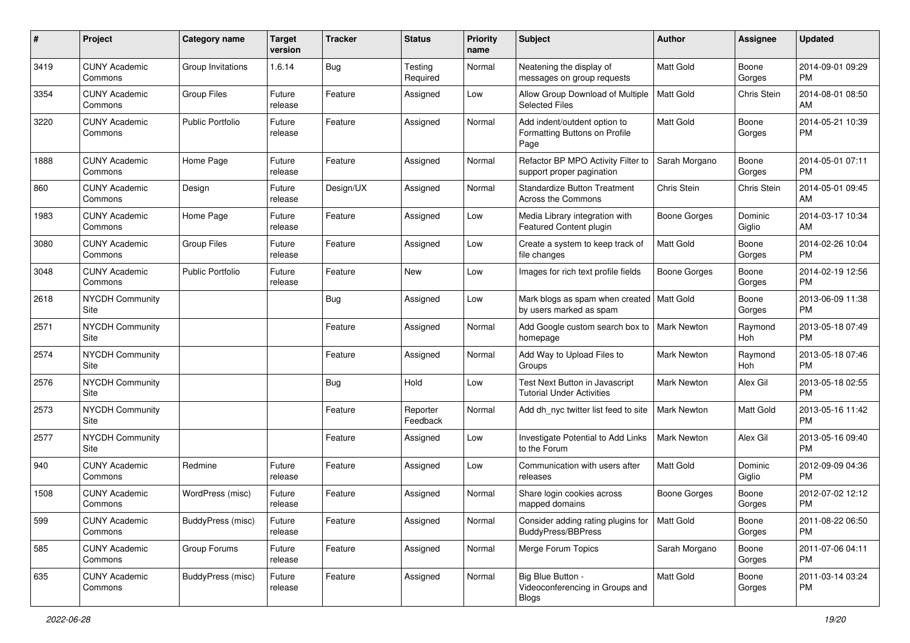| # | Project | Category name | Target version | Tracker | Status | Priority name | Subject | Author | Assignee | Updated |
|---|---|---|---|---|---|---|---|---|---|---|
| 3419 | CUNY Academic Commons | Group Invitations | 1.6.14 | Bug | Testing Required | Normal | Neatening the display of messages on group requests | Matt Gold | Boone Gorges | 2014-09-01 09:29 PM |
| 3354 | CUNY Academic Commons | Group Files | Future release | Feature | Assigned | Low | Allow Group Download of Multiple Selected Files | Matt Gold | Chris Stein | 2014-08-01 08:50 AM |
| 3220 | CUNY Academic Commons | Public Portfolio | Future release | Feature | Assigned | Normal | Add indent/outdent option to Formatting Buttons on Profile Page | Matt Gold | Boone Gorges | 2014-05-21 10:39 PM |
| 1888 | CUNY Academic Commons | Home Page | Future release | Feature | Assigned | Normal | Refactor BP MPO Activity Filter to support proper pagination | Sarah Morgano | Boone Gorges | 2014-05-01 07:11 PM |
| 860 | CUNY Academic Commons | Design | Future release | Design/UX | Assigned | Normal | Standardize Button Treatment Across the Commons | Chris Stein | Chris Stein | 2014-05-01 09:45 AM |
| 1983 | CUNY Academic Commons | Home Page | Future release | Feature | Assigned | Low | Media Library integration with Featured Content plugin | Boone Gorges | Dominic Giglio | 2014-03-17 10:34 AM |
| 3080 | CUNY Academic Commons | Group Files | Future release | Feature | Assigned | Low | Create a system to keep track of file changes | Matt Gold | Boone Gorges | 2014-02-26 10:04 PM |
| 3048 | CUNY Academic Commons | Public Portfolio | Future release | Feature | New | Low | Images for rich text profile fields | Boone Gorges | Boone Gorges | 2014-02-19 12:56 PM |
| 2618 | NYCDH Community Site | | | Bug | Assigned | Low | Mark blogs as spam when created by users marked as spam | Matt Gold | Boone Gorges | 2013-06-09 11:38 PM |
| 2571 | NYCDH Community Site | | | Feature | Assigned | Normal | Add Google custom search box to homepage | Mark Newton | Raymond Hoh | 2013-05-18 07:49 PM |
| 2574 | NYCDH Community Site | | | Feature | Assigned | Normal | Add Way to Upload Files to Groups | Mark Newton | Raymond Hoh | 2013-05-18 07:46 PM |
| 2576 | NYCDH Community Site | | | Bug | Hold | Low | Test Next Button in Javascript Tutorial Under Activities | Mark Newton | Alex Gil | 2013-05-18 02:55 PM |
| 2573 | NYCDH Community Site | | | Feature | Reporter Feedback | Normal | Add dh_nyc twitter list feed to site | Mark Newton | Matt Gold | 2013-05-16 11:42 PM |
| 2577 | NYCDH Community Site | | | Feature | Assigned | Low | Investigate Potential to Add Links to the Forum | Mark Newton | Alex Gil | 2013-05-16 09:40 PM |
| 940 | CUNY Academic Commons | Redmine | Future release | Feature | Assigned | Low | Communication with users after releases | Matt Gold | Dominic Giglio | 2012-09-09 04:36 PM |
| 1508 | CUNY Academic Commons | WordPress (misc) | Future release | Feature | Assigned | Normal | Share login cookies across mapped domains | Boone Gorges | Boone Gorges | 2012-07-02 12:12 PM |
| 599 | CUNY Academic Commons | BuddyPress (misc) | Future release | Feature | Assigned | Normal | Consider adding rating plugins for BuddyPress/BBPress | Matt Gold | Boone Gorges | 2011-08-22 06:50 PM |
| 585 | CUNY Academic Commons | Group Forums | Future release | Feature | Assigned | Normal | Merge Forum Topics | Sarah Morgano | Boone Gorges | 2011-07-06 04:11 PM |
| 635 | CUNY Academic Commons | BuddyPress (misc) | Future release | Feature | Assigned | Normal | Big Blue Button - Videoconferencing in Groups and Blogs | Matt Gold | Boone Gorges | 2011-03-14 03:24 PM |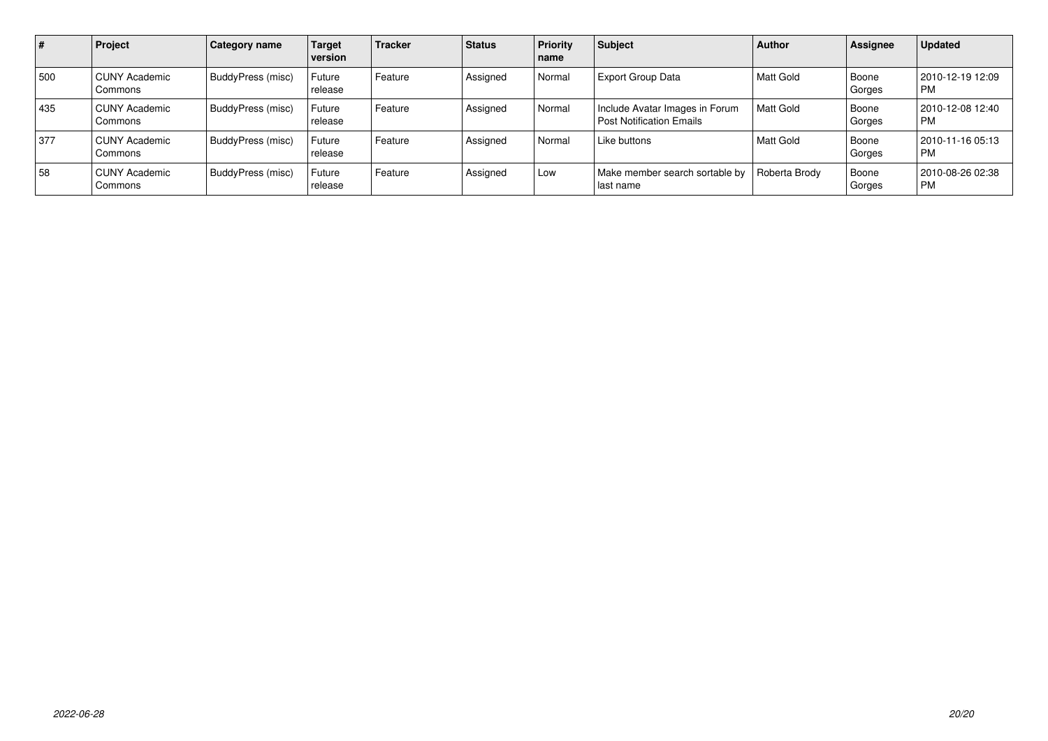| # | Project | Category name | Target version | Tracker | Status | Priority name | Subject | Author | Assignee | Updated |
|---|---|---|---|---|---|---|---|---|---|---|
| 500 | CUNY Academic Commons | BuddyPress (misc) | Future release | Feature | Assigned | Normal | Export Group Data | Matt Gold | Boone Gorges | 2010-12-19 12:09 PM |
| 435 | CUNY Academic Commons | BuddyPress (misc) | Future release | Feature | Assigned | Normal | Include Avatar Images in Forum Post Notification Emails | Matt Gold | Boone Gorges | 2010-12-08 12:40 PM |
| 377 | CUNY Academic Commons | BuddyPress (misc) | Future release | Feature | Assigned | Normal | Like buttons | Matt Gold | Boone Gorges | 2010-11-16 05:13 PM |
| 58 | CUNY Academic Commons | BuddyPress (misc) | Future release | Feature | Assigned | Low | Make member search sortable by last name | Roberta Brody | Boone Gorges | 2010-08-26 02:38 PM |